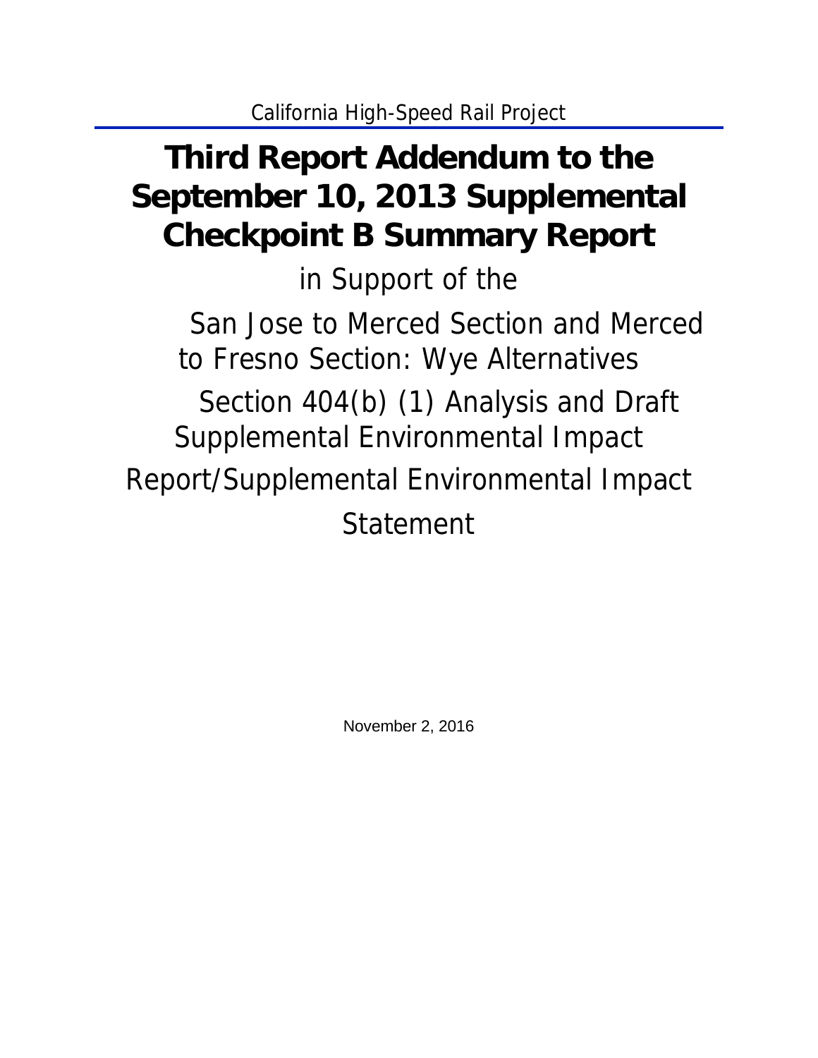California High-Speed Rail Project

# Third Report Addendum to the September 10, 2013 Supplemental Checkpoint B Summary Report

in Support of the

San Jose to Merced Section and Merced to Fresno Section: Wye Alternatives

Section 404(b) (1) Analysis and Draft Supplemental Environmental Impact Report/Supplemental Environmental Impact Statement

November 2, 2016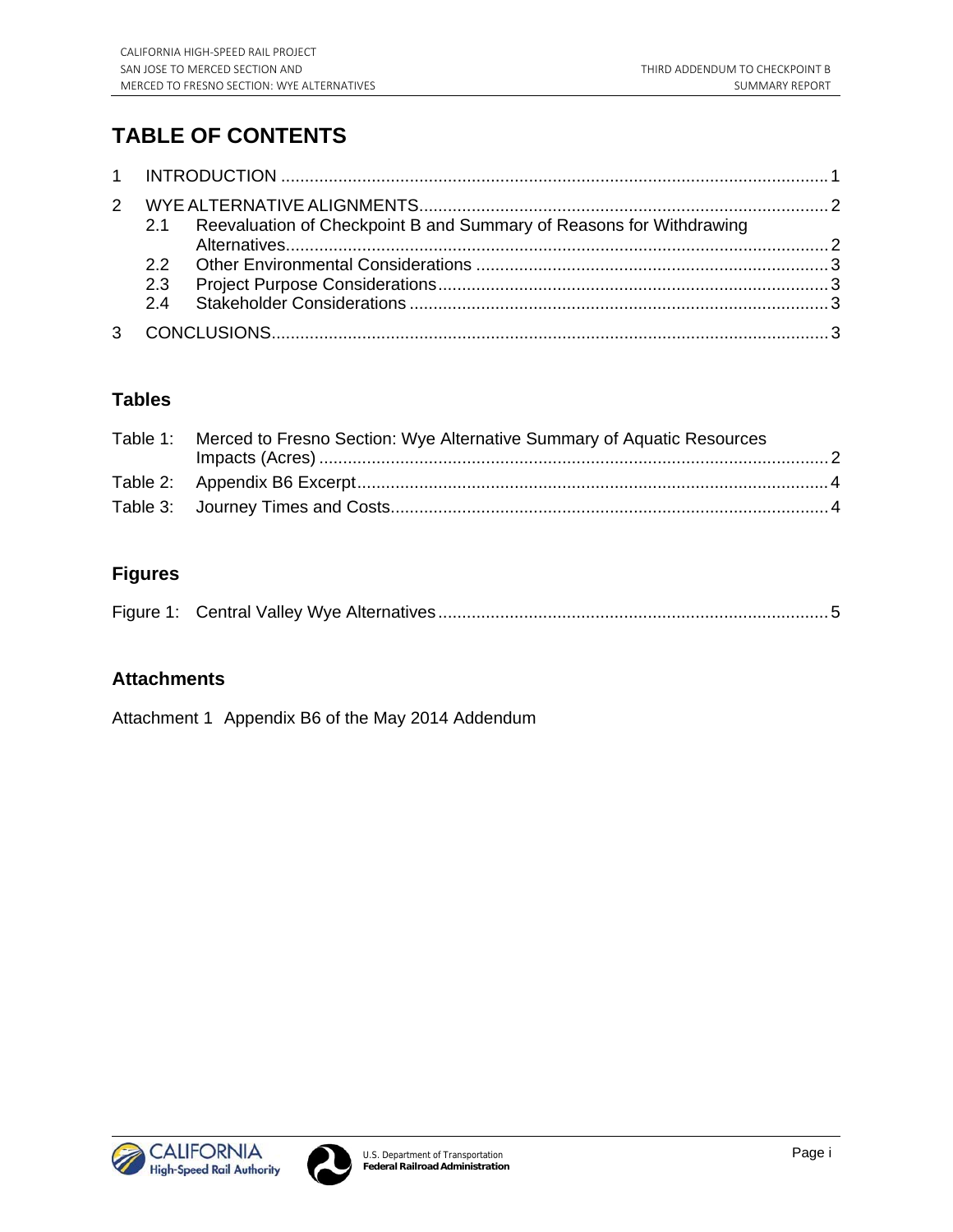# TABLE OF CONTENTS

1 INTRODUCTION .......... 1

2 WYE ALTERNATIVE ALIGNMENTS .......... 2
  - 2.1 Reevaluation of Checkpoint B and Summary of Reasons for Withdrawing Alternatives .......... 2
  - 2.2 Other Environmental Considerations .......... 3
  - 2.3 Project Purpose Considerations .......... 3
  - 2.4 Stakeholder Considerations .......... 3

3 CONCLUSIONS .......... 3

## Tables

Table 1: Merced to Fresno Section: Wye Alternative Summary of Aquatic Resources Impacts (Acres) .......... 2

Table 2: Appendix B6 Excerpt .......... 4

Table 3: Journey Times and Costs .......... 4

## Figures

Figure 1: Central Valley Wye Alternatives .......... 5

## Attachments

Attachment 1 Appendix B6 of the May 2014 Addendum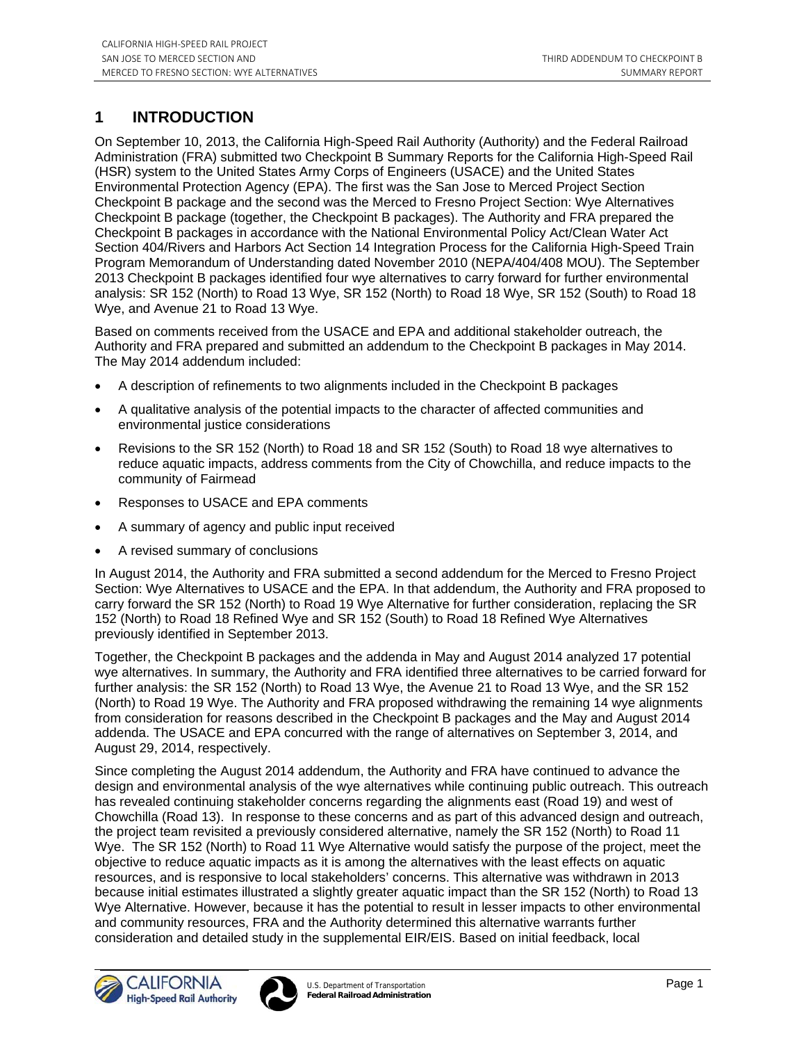# 1 INTRODUCTION

On September 10, 2013, the California High-Speed Rail Authority (Authority) and the Federal Railroad Administration (FRA) submitted two Checkpoint B Summary Reports for the California High-Speed Rail (HSR) system to the United States Army Corps of Engineers (USACE) and the United States Environmental Protection Agency (EPA). The first was the San Jose to Merced Project Section Checkpoint B package and the second was the Merced to Fresno Project Section: Wye Alternatives Checkpoint B package (together, the Checkpoint B packages). The Authority and FRA prepared the Checkpoint B packages in accordance with the National Environmental Policy Act/Clean Water Act Section 404/Rivers and Harbors Act Section 14 Integration Process for the California High-Speed Train Program Memorandum of Understanding dated November 2010 (NEPA/404/408 MOU). The September 2013 Checkpoint B packages identified four wye alternatives to carry forward for further environmental analysis: SR 152 (North) to Road 13 Wye, SR 152 (North) to Road 18 Wye, SR 152 (South) to Road 18 Wye, and Avenue 21 to Road 13 Wye.

Based on comments received from the USACE and EPA and additional stakeholder outreach, the Authority and FRA prepared and submitted an addendum to the Checkpoint B packages in May 2014. The May 2014 addendum included:

- A description of refinements to two alignments included in the Checkpoint B packages
- A qualitative analysis of the potential impacts to the character of affected communities and environmental justice considerations
- Revisions to the SR 152 (North) to Road 18 and SR 152 (South) to Road 18 wye alternatives to reduce aquatic impacts, address comments from the City of Chowchilla, and reduce impacts to the community of Fairmead
- Responses to USACE and EPA comments
- A summary of agency and public input received
- A revised summary of conclusions

In August 2014, the Authority and FRA submitted a second addendum for the Merced to Fresno Project Section: Wye Alternatives to USACE and the EPA. In that addendum, the Authority and FRA proposed to carry forward the SR 152 (North) to Road 19 Wye Alternative for further consideration, replacing the SR 152 (North) to Road 18 Refined Wye and SR 152 (South) to Road 18 Refined Wye Alternatives previously identified in September 2013.

Together, the Checkpoint B packages and the addenda in May and August 2014 analyzed 17 potential wye alternatives. In summary, the Authority and FRA identified three alternatives to be carried forward for further analysis: the SR 152 (North) to Road 13 Wye, the Avenue 21 to Road 13 Wye, and the SR 152 (North) to Road 19 Wye. The Authority and FRA proposed withdrawing the remaining 14 wye alignments from consideration for reasons described in the Checkpoint B packages and the May and August 2014 addenda. The USACE and EPA concurred with the range of alternatives on September 3, 2014, and August 29, 2014, respectively.

Since completing the August 2014 addendum, the Authority and FRA have continued to advance the design and environmental analysis of the wye alternatives while continuing public outreach. This outreach has revealed continuing stakeholder concerns regarding the alignments east (Road 19) and west of Chowchilla (Road 13). In response to these concerns and as part of this advanced design and outreach, the project team revisited a previously considered alternative, namely the SR 152 (North) to Road 11 Wye. The SR 152 (North) to Road 11 Wye Alternative would satisfy the purpose of the project, meet the objective to reduce aquatic impacts as it is among the alternatives with the least effects on aquatic resources, and is responsive to local stakeholders' concerns. This alternative was withdrawn in 2013 because initial estimates illustrated a slightly greater aquatic impact than the SR 152 (North) to Road 13 Wye Alternative. However, because it has the potential to result in lesser impacts to other environmental and community resources, FRA and the Authority determined this alternative warrants further consideration and detailed study in the supplemental EIR/EIS. Based on initial feedback, local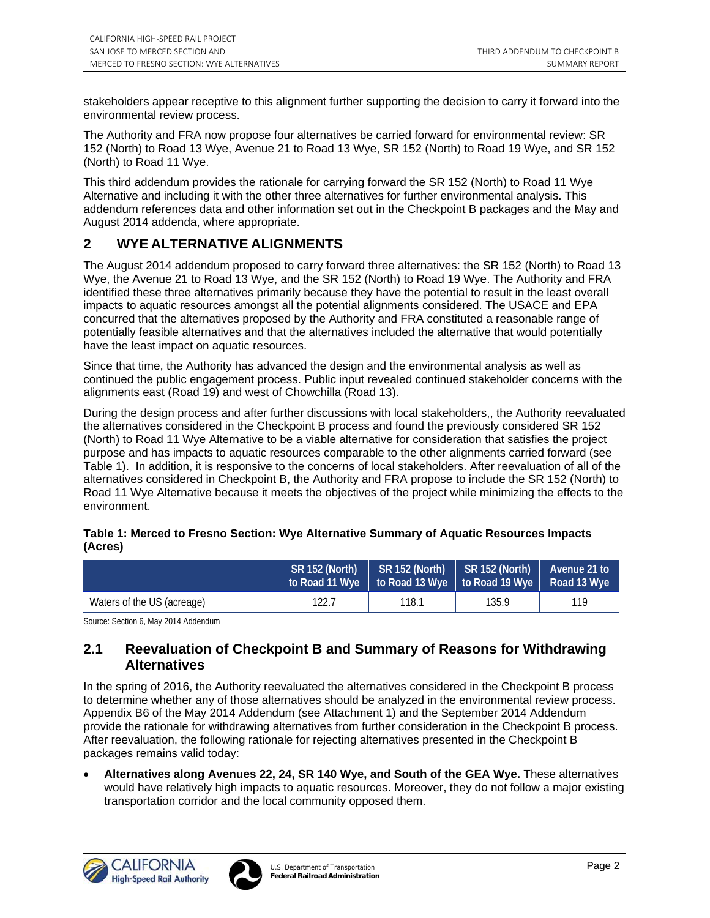stakeholders appear receptive to this alignment further supporting the decision to carry it forward into the environmental review process.

The Authority and FRA now propose four alternatives be carried forward for environmental review: SR 152 (North) to Road 13 Wye, Avenue 21 to Road 13 Wye, SR 152 (North) to Road 19 Wye, and SR 152 (North) to Road 11 Wye.

This third addendum provides the rationale for carrying forward the SR 152 (North) to Road 11 Wye Alternative and including it with the other three alternatives for further environmental analysis. This addendum references data and other information set out in the Checkpoint B packages and the May and August 2014 addenda, where appropriate.

## 2 WYE ALTERNATIVE ALIGNMENTS

The August 2014 addendum proposed to carry forward three alternatives: the SR 152 (North) to Road 13 Wye, the Avenue 21 to Road 13 Wye, and the SR 152 (North) to Road 19 Wye. The Authority and FRA identified these three alternatives primarily because they have the potential to result in the least overall impacts to aquatic resources amongst all the potential alignments considered. The USACE and EPA concurred that the alternatives proposed by the Authority and FRA constituted a reasonable range of potentially feasible alternatives and that the alternatives included the alternative that would potentially have the least impact on aquatic resources.

Since that time, the Authority has advanced the design and the environmental analysis as well as continued the public engagement process. Public input revealed continued stakeholder concerns with the alignments east (Road 19) and west of Chowchilla (Road 13).

During the design process and after further discussions with local stakeholders,, the Authority reevaluated the alternatives considered in the Checkpoint B process and found the previously considered SR 152 (North) to Road 11 Wye Alternative to be a viable alternative for consideration that satisfies the project purpose and has impacts to aquatic resources comparable to the other alignments carried forward (see Table 1). In addition, it is responsive to the concerns of local stakeholders. After reevaluation of all of the alternatives considered in Checkpoint B, the Authority and FRA propose to include the SR 152 (North) to Road 11 Wye Alternative because it meets the objectives of the project while minimizing the effects to the environment.

**Table 1: Merced to Fresno Section: Wye Alternative Summary of Aquatic Resources Impacts (Acres)**

| | SR 152 (North) to Road 11 Wye | SR 152 (North) to Road 13 Wye | SR 152 (North) to Road 19 Wye | Avenue 21 to Road 13 Wye |
|---|---|---|---|---|
| Waters of the US (acreage) | 122.7 | 118.1 | 135.9 | 119 |

Source: Section 6, May 2014 Addendum

### 2.1 Reevaluation of Checkpoint B and Summary of Reasons for Withdrawing Alternatives

In the spring of 2016, the Authority reevaluated the alternatives considered in the Checkpoint B process to determine whether any of those alternatives should be analyzed in the environmental review process. Appendix B6 of the May 2014 Addendum (see Attachment 1) and the September 2014 Addendum provide the rationale for withdrawing alternatives from further consideration in the Checkpoint B process. After reevaluation, the following rationale for rejecting alternatives presented in the Checkpoint B packages remains valid today:

- **Alternatives along Avenues 22, 24, SR 140 Wye, and South of the GEA Wye.** These alternatives would have relatively high impacts to aquatic resources. Moreover, they do not follow a major existing transportation corridor and the local community opposed them.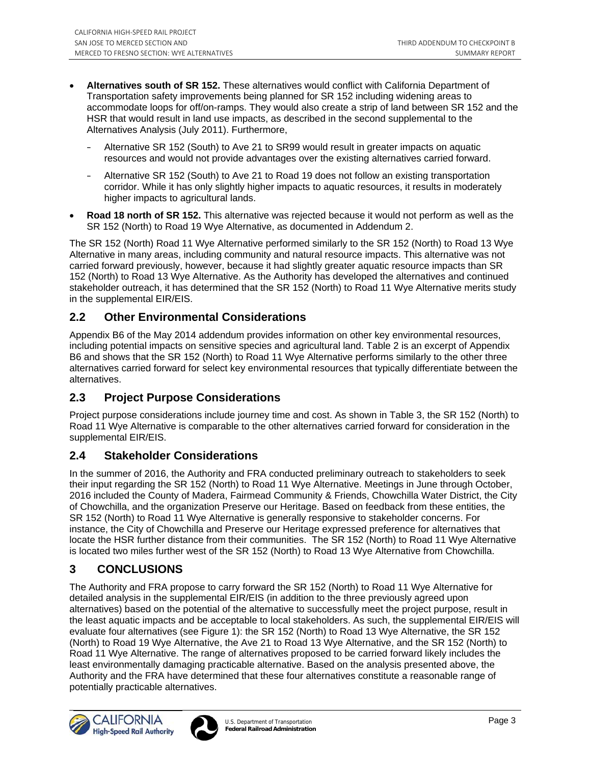- **Alternatives south of SR 152.** These alternatives would conflict with California Department of Transportation safety improvements being planned for SR 152 including widening areas to accommodate loops for off/on-ramps. They would also create a strip of land between SR 152 and the HSR that would result in land use impacts, as described in the second supplemental to the Alternatives Analysis (July 2011). Furthermore,
  - Alternative SR 152 (South) to Ave 21 to SR99 would result in greater impacts on aquatic resources and would not provide advantages over the existing alternatives carried forward.
  - Alternative SR 152 (South) to Ave 21 to Road 19 does not follow an existing transportation corridor. While it has only slightly higher impacts to aquatic resources, it results in moderately higher impacts to agricultural lands.
- **Road 18 north of SR 152.** This alternative was rejected because it would not perform as well as the SR 152 (North) to Road 19 Wye Alternative, as documented in Addendum 2.

The SR 152 (North) Road 11 Wye Alternative performed similarly to the SR 152 (North) to Road 13 Wye Alternative in many areas, including community and natural resource impacts. This alternative was not carried forward previously, however, because it had slightly greater aquatic resource impacts than SR 152 (North) to Road 13 Wye Alternative. As the Authority has developed the alternatives and continued stakeholder outreach, it has determined that the SR 152 (North) to Road 11 Wye Alternative merits study in the supplemental EIR/EIS.

## 2.2 Other Environmental Considerations

Appendix B6 of the May 2014 addendum provides information on other key environmental resources, including potential impacts on sensitive species and agricultural land. Table 2 is an excerpt of Appendix B6 and shows that the SR 152 (North) to Road 11 Wye Alternative performs similarly to the other three alternatives carried forward for select key environmental resources that typically differentiate between the alternatives.

## 2.3 Project Purpose Considerations

Project purpose considerations include journey time and cost. As shown in Table 3, the SR 152 (North) to Road 11 Wye Alternative is comparable to the other alternatives carried forward for consideration in the supplemental EIR/EIS.

## 2.4 Stakeholder Considerations

In the summer of 2016, the Authority and FRA conducted preliminary outreach to stakeholders to seek their input regarding the SR 152 (North) to Road 11 Wye Alternative. Meetings in June through October, 2016 included the County of Madera, Fairmead Community & Friends, Chowchilla Water District, the City of Chowchilla, and the organization Preserve our Heritage. Based on feedback from these entities, the SR 152 (North) to Road 11 Wye Alternative is generally responsive to stakeholder concerns. For instance, the City of Chowchilla and Preserve our Heritage expressed preference for alternatives that locate the HSR further distance from their communities. The SR 152 (North) to Road 11 Wye Alternative is located two miles further west of the SR 152 (North) to Road 13 Wye Alternative from Chowchilla.

# 3 CONCLUSIONS

The Authority and FRA propose to carry forward the SR 152 (North) to Road 11 Wye Alternative for detailed analysis in the supplemental EIR/EIS (in addition to the three previously agreed upon alternatives) based on the potential of the alternative to successfully meet the project purpose, result in the least aquatic impacts and be acceptable to local stakeholders. As such, the supplemental EIR/EIS will evaluate four alternatives (see Figure 1): the SR 152 (North) to Road 13 Wye Alternative, the SR 152 (North) to Road 19 Wye Alternative, the Ave 21 to Road 13 Wye Alternative, and the SR 152 (North) to Road 11 Wye Alternative. The range of alternatives proposed to be carried forward likely includes the least environmentally damaging practicable alternative. Based on the analysis presented above, the Authority and the FRA have determined that these four alternatives constitute a reasonable range of potentially practicable alternatives.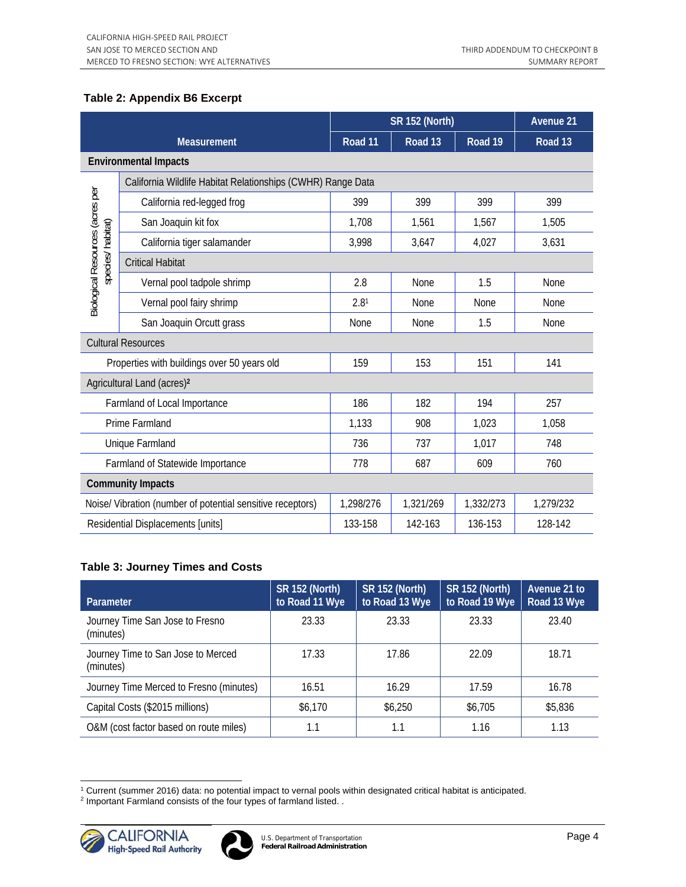### Table 2: Appendix B6 Excerpt

| Measurement | | SR 152 (North) | | | Avenue 21 |
|---|---|---|---|---|---|
| | | Road 11 | Road 13 | Road 19 | Road 13 |
| **Environmental Impacts** | | | | | |
| Biological Resources (acres per species/ habitat) | California Wildlife Habitat Relationships (CWHR) Range Data | | | | |
| | California red-legged frog | 399 | 399 | 399 | 399 |
| | San Joaquin kit fox | 1,708 | 1,561 | 1,567 | 1,505 |
| | California tiger salamander | 3,998 | 3,647 | 4,027 | 3,631 |
| | Critical Habitat | | | | |
| | Vernal pool tadpole shrimp | 2.8 | None | 1.5 | None |
| | Vernal pool fairy shrimp | 2.8[1] | None | None | None |
| | San Joaquin Orcutt grass | None | None | 1.5 | None |
| Cultural Resources | | | | | |
| Properties with buildings over 50 years old | | 159 | 153 | 151 | 141 |
| Agricultural Land (acres)[2] | | | | | |
| Farmland of Local Importance | | 186 | 182 | 194 | 257 |
| Prime Farmland | | 1,133 | 908 | 1,023 | 1,058 |
| Unique Farmland | | 736 | 737 | 1,017 | 748 |
| Farmland of Statewide Importance | | 778 | 687 | 609 | 760 |
| **Community Impacts** | | | | | |
| Noise/ Vibration (number of potential sensitive receptors) | | 1,298/276 | 1,321/269 | 1,332/273 | 1,279/232 |
| Residential Displacements [units] | | 133-158 | 142-163 | 136-153 | 128-142 |

### Table 3: Journey Times and Costs

| Parameter | SR 152 (North) to Road 11 Wye | SR 152 (North) to Road 13 Wye | SR 152 (North) to Road 19 Wye | Avenue 21 to Road 13 Wye |
|---|---|---|---|---|
| Journey Time San Jose to Fresno (minutes) | 23.33 | 23.33 | 23.33 | 23.40 |
| Journey Time to San Jose to Merced (minutes) | 17.33 | 17.86 | 22.09 | 18.71 |
| Journey Time Merced to Fresno (minutes) | 16.51 | 16.29 | 17.59 | 16.78 |
| Capital Costs ($2015 millions) | $6,170 | $6,250 | $6,705 | $5,836 |
| O&M (cost factor based on route miles) | 1.1 | 1.1 | 1.16 | 1.13 |

[1] Current (summer 2016) data: no potential impact to vernal pools within designated critical habitat is anticipated.

[2] Important Farmland consists of the four types of farmland listed. .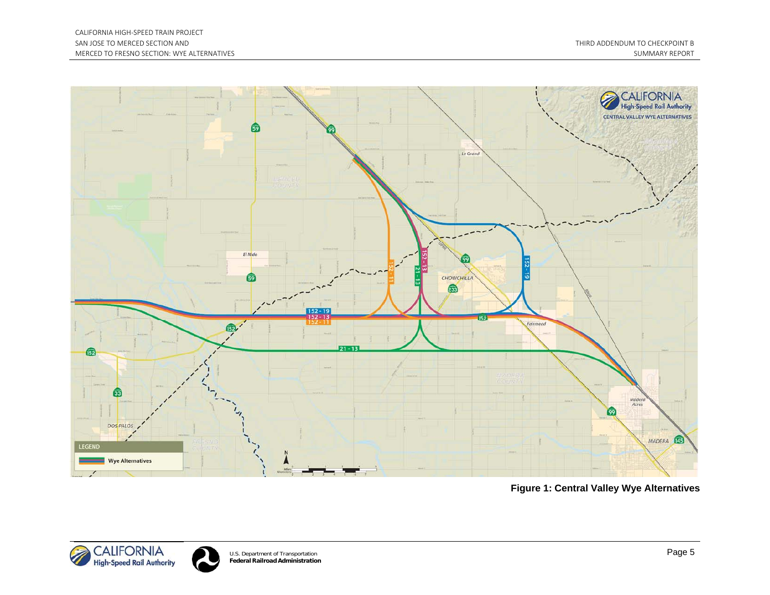Figure 1: Central Valley Wye Alternatives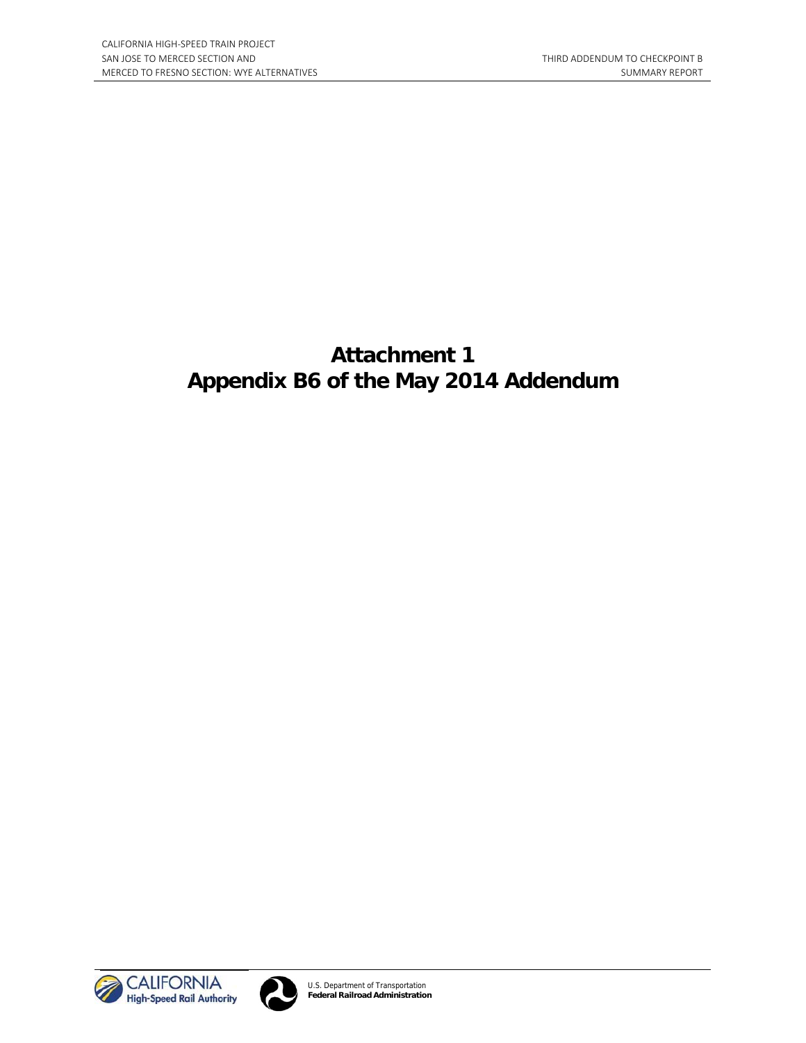# Attachment 1
# Appendix B6 of the May 2014 Addendum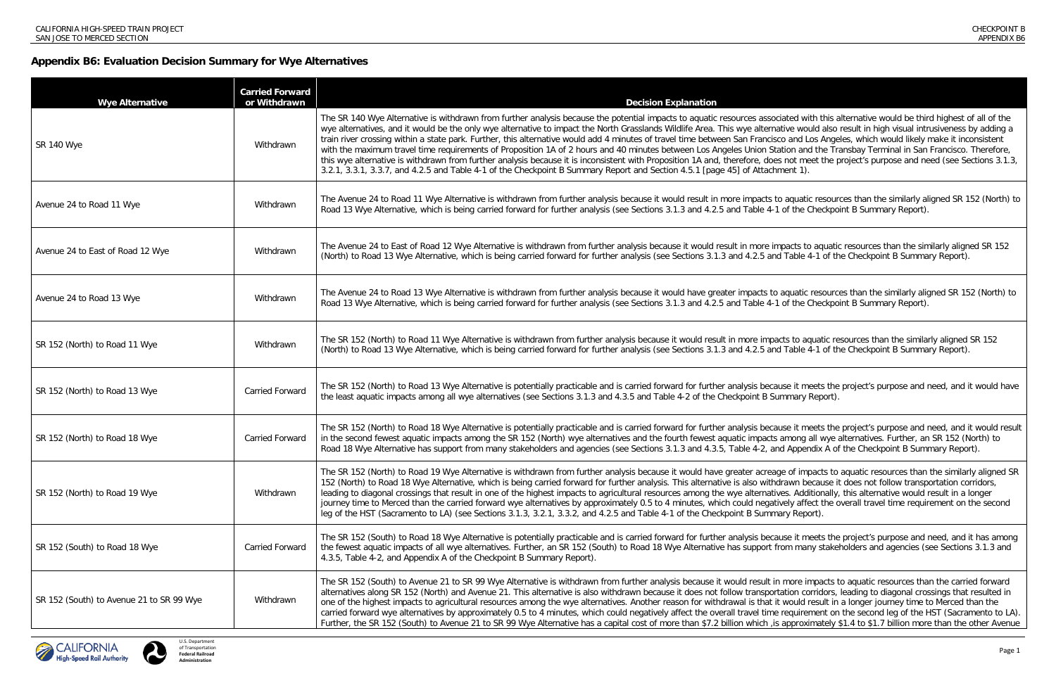## Appendix B6: Evaluation Decision Summary for Wye Alternatives

| Wye Alternative | Carried Forward or Withdrawn | Decision Explanation |
|---|---|---|
| SR 140 Wye | Withdrawn | The SR 140 Wye Alternative is withdrawn from further analysis because the potential impacts to aquatic resources associated with this alternative would be third highest of all of the wye alternatives, and it would be the only wye alternative to impact the North Grasslands Wildlife Area. This wye alternative would also result in high visual intrusiveness by adding a train river crossing within a state park. Further, this alternative would add 4 minutes of travel time between San Francisco and Los Angeles, which would likely make it inconsistent with the maximum travel time requirements of Proposition 1A of 2 hours and 40 minutes between Los Angeles Union Station and the Transbay Terminal in San Francisco. Therefore, this wye alternative is withdrawn from further analysis because it is inconsistent with Proposition 1A and, therefore, does not meet the project's purpose and need (see Sections 3.1.3, 3.2.1, 3.3.1, 3.3.7, and 4.2.5 and Table 4-1 of the Checkpoint B Summary Report and Section 4.5.1 [page 45] of Attachment 1). |
| Avenue 24 to Road 11 Wye | Withdrawn | The Avenue 24 to Road 11 Wye Alternative is withdrawn from further analysis because it would result in more impacts to aquatic resources than the similarly aligned SR 152 (North) to Road 13 Wye Alternative, which is being carried forward for further analysis (see Sections 3.1.3 and 4.2.5 and Table 4-1 of the Checkpoint B Summary Report). |
| Avenue 24 to East of Road 12 Wye | Withdrawn | The Avenue 24 to East of Road 12 Wye Alternative is withdrawn from further analysis because it would result in more impacts to aquatic resources than the similarly aligned SR 152 (North) to Road 13 Wye Alternative, which is being carried forward for further analysis (see Sections 3.1.3 and 4.2.5 and Table 4-1 of the Checkpoint B Summary Report). |
| Avenue 24 to Road 13 Wye | Withdrawn | The Avenue 24 to Road 13 Wye Alternative is withdrawn from further analysis because it would have greater impacts to aquatic resources than the similarly aligned SR 152 (North) to Road 13 Wye Alternative, which is being carried forward for further analysis (see Sections 3.1.3 and 4.2.5 and Table 4-1 of the Checkpoint B Summary Report). |
| SR 152 (North) to Road 11 Wye | Withdrawn | The SR 152 (North) to Road 11 Wye Alternative is withdrawn from further analysis because it would result in more impacts to aquatic resources than the similarly aligned SR 152 (North) to Road 13 Wye Alternative, which is being carried forward for further analysis (see Sections 3.1.3 and 4.2.5 and Table 4-1 of the Checkpoint B Summary Report). |
| SR 152 (North) to Road 13 Wye | Carried Forward | The SR 152 (North) to Road 13 Wye Alternative is potentially practicable and is carried forward for further analysis because it meets the project's purpose and need, and it would have the least aquatic impacts among all wye alternatives (see Sections 3.1.3 and 4.3.5 and Table 4-2 of the Checkpoint B Summary Report). |
| SR 152 (North) to Road 18 Wye | Carried Forward | The SR 152 (North) to Road 18 Wye Alternative is potentially practicable and is carried forward for further analysis because it meets the project's purpose and need, and it would result in the second fewest aquatic impacts among the SR 152 (North) wye alternatives and the fourth fewest aquatic impacts among all wye alternatives. Further, an SR 152 (North) to Road 18 Wye Alternative has support from many stakeholders and agencies (see Sections 3.1.3 and 4.3.5, Table 4-2, and Appendix A of the Checkpoint B Summary Report). |
| SR 152 (North) to Road 19 Wye | Withdrawn | The SR 152 (North) to Road 19 Wye Alternative is withdrawn from further analysis because it would have greater acreage of impacts to aquatic resources than the similarly aligned SR 152 (North) to Road 18 Wye Alternative, which is being carried forward for further analysis. This alternative is also withdrawn because it does not follow transportation corridors, leading to diagonal crossings that result in one of the highest impacts to agricultural resources among the wye alternatives. Additionally, this alternative would result in a longer journey time to Merced than the carried forward wye alternatives by approximately 0.5 to 4 minutes, which could negatively affect the overall travel time requirement on the second leg of the HST (Sacramento to LA) (see Sections 3.1.3, 3.2.1, 3.3.2, and 4.2.5 and Table 4-1 of the Checkpoint B Summary Report). |
| SR 152 (South) to Road 18 Wye | Carried Forward | The SR 152 (South) to Road 18 Wye Alternative is potentially practicable and is carried forward for further analysis because it meets the project's purpose and need, and it has among the fewest aquatic impacts of all wye alternatives. Further, an SR 152 (South) to Road 18 Wye Alternative has support from many stakeholders and agencies (see Sections 3.1.3 and 4.3.5, Table 4-2, and Appendix A of the Checkpoint B Summary Report). |
| SR 152 (South) to Avenue 21 to SR 99 Wye | Withdrawn | The SR 152 (South) to Avenue 21 to SR 99 Wye Alternative is withdrawn from further analysis because it would result in more impacts to aquatic resources than the carried forward alternatives along SR 152 (North) and Avenue 21. This alternative is also withdrawn because it does not follow transportation corridors, leading to diagonal crossings that resulted in one of the highest impacts to agricultural resources among the wye alternatives. Another reason for withdrawal is that it would result in a longer journey time to Merced than the carried forward wye alternatives by approximately 0.5 to 4 minutes, which could negatively affect the overall travel time requirement on the second leg of the HST (Sacramento to LA). Further, the SR 152 (South) to Avenue 21 to SR 99 Wye Alternative has a capital cost of more than $7.2 billion which ,is approximately $1.4 to $1.7 billion more than the other Avenue |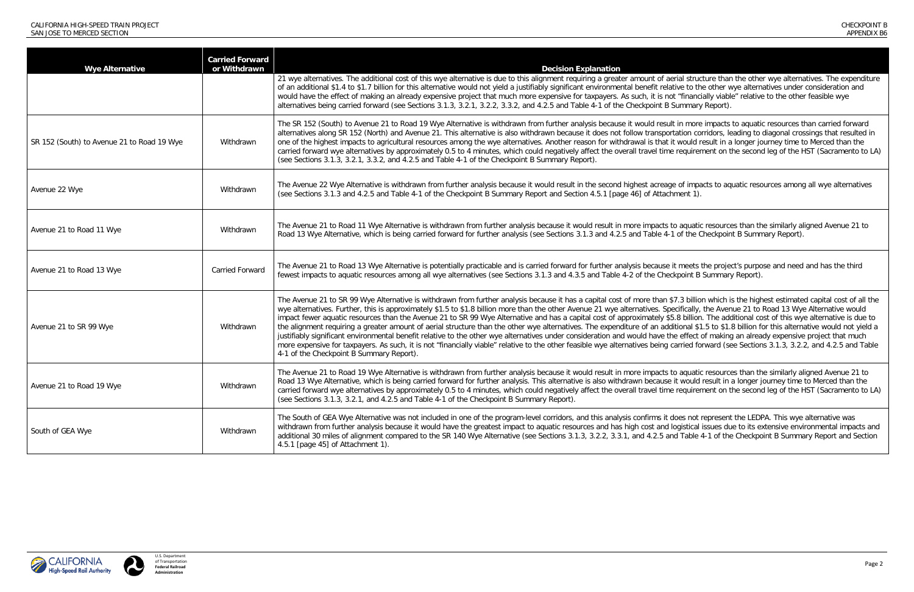| Wye Alternative | Carried Forward or Withdrawn | Decision Explanation |
|---|---|---|
| | | 21 wye alternatives. The additional cost of this wye alternative is due to this alignment requiring a greater amount of aerial structure than the other wye alternatives. The expenditure of an additional $1.4 to $1.7 billion for this alternative would not yield a justifiably significant environmental benefit relative to the other wye alternatives under consideration and would have the effect of making an already expensive project that much more expensive for taxpayers. As such, it is not "financially viable" relative to the other feasible wye alternatives being carried forward (see Sections 3.1.3, 3.2.1, 3.2.2, 3.3.2, and 4.2.5 and Table 4-1 of the Checkpoint B Summary Report). |
| SR 152 (South) to Avenue 21 to Road 19 Wye | Withdrawn | The SR 152 (South) to Avenue 21 to Road 19 Wye Alternative is withdrawn from further analysis because it would result in more impacts to aquatic resources than carried forward alternatives along SR 152 (North) and Avenue 21. This alternative is also withdrawn because it does not follow transportation corridors, leading to diagonal crossings that resulted in one of the highest impacts to agricultural resources among the wye alternatives. Another reason for withdrawal is that it would result in a longer journey time to Merced than the carried forward wye alternatives by approximately 0.5 to 4 minutes, which could negatively affect the overall travel time requirement on the second leg of the HST (Sacramento to LA) (see Sections 3.1.3, 3.2.1, 3.3.2, and 4.2.5 and Table 4-1 of the Checkpoint B Summary Report). |
| Avenue 22 Wye | Withdrawn | The Avenue 22 Wye Alternative is withdrawn from further analysis because it would result in the second highest acreage of impacts to aquatic resources among all wye alternatives (see Sections 3.1.3 and 4.2.5 and Table 4-1 of the Checkpoint B Summary Report and Section 4.5.1 [page 46] of Attachment 1). |
| Avenue 21 to Road 11 Wye | Withdrawn | The Avenue 21 to Road 11 Wye Alternative is withdrawn from further analysis because it would result in more impacts to aquatic resources than the similarly aligned Avenue 21 to Road 13 Wye Alternative, which is being carried forward for further analysis (see Sections 3.1.3 and 4.2.5 and Table 4-1 of the Checkpoint B Summary Report). |
| Avenue 21 to Road 13 Wye | Carried Forward | The Avenue 21 to Road 13 Wye Alternative is potentially practicable and is carried forward for further analysis because it meets the project's purpose and need and has the third fewest impacts to aquatic resources among all wye alternatives (see Sections 3.1.3 and 4.3.5 and Table 4-2 of the Checkpoint B Summary Report). |
| Avenue 21 to SR 99 Wye | Withdrawn | The Avenue 21 to SR 99 Wye Alternative is withdrawn from further analysis because it has a capital cost of more than $7.3 billion which is the highest estimated capital cost of all the wye alternatives. Further, this is approximately $1.5 to $1.8 billion more than the other Avenue 21 wye alternatives. Specifically, the Avenue 21 to Road 13 Wye Alternative would impact fewer aquatic resources than the Avenue 21 to SR 99 Wye Alternative and has a capital cost of approximately $5.8 billion. The additional cost of this wye alternative is due to the alignment requiring a greater amount of aerial structure than the other wye alternatives. The expenditure of an additional $1.5 to $1.8 billion for this alternative would not yield a justifiably significant environmental benefit relative to the other wye alternatives under consideration and would have the effect of making an already expensive project that much more expensive for taxpayers. As such, it is not "financially viable" relative to the other feasible wye alternatives being carried forward (see Sections 3.1.3, 3.2.2, and 4.2.5 and Table 4-1 of the Checkpoint B Summary Report). |
| Avenue 21 to Road 19 Wye | Withdrawn | The Avenue 21 to Road 19 Wye Alternative is withdrawn from further analysis because it would result in more impacts to aquatic resources than the similarly aligned Avenue 21 to Road 13 Wye Alternative, which is being carried forward for further analysis. This alternative is also withdrawn because it would result in a longer journey time to Merced than the carried forward wye alternatives by approximately 0.5 to 4 minutes, which could negatively affect the overall travel time requirement on the second leg of the HST (Sacramento to LA) (see Sections 3.1.3, 3.2.1, and 4.2.5 and Table 4-1 of the Checkpoint B Summary Report). |
| South of GEA Wye | Withdrawn | The South of GEA Wye Alternative was not included in one of the program-level corridors, and this analysis confirms it does not represent the LEDPA. This wye alternative was withdrawn from further analysis because it would have the greatest impact to aquatic resources and has high cost and logistical issues due to its extensive environmental impacts and additional 30 miles of alignment compared to the SR 140 Wye Alternative (see Sections 3.1.3, 3.2.2, 3.3.1, and 4.2.5 and Table 4-1 of the Checkpoint B Summary Report and Section 4.5.1 [page 45] of Attachment 1). |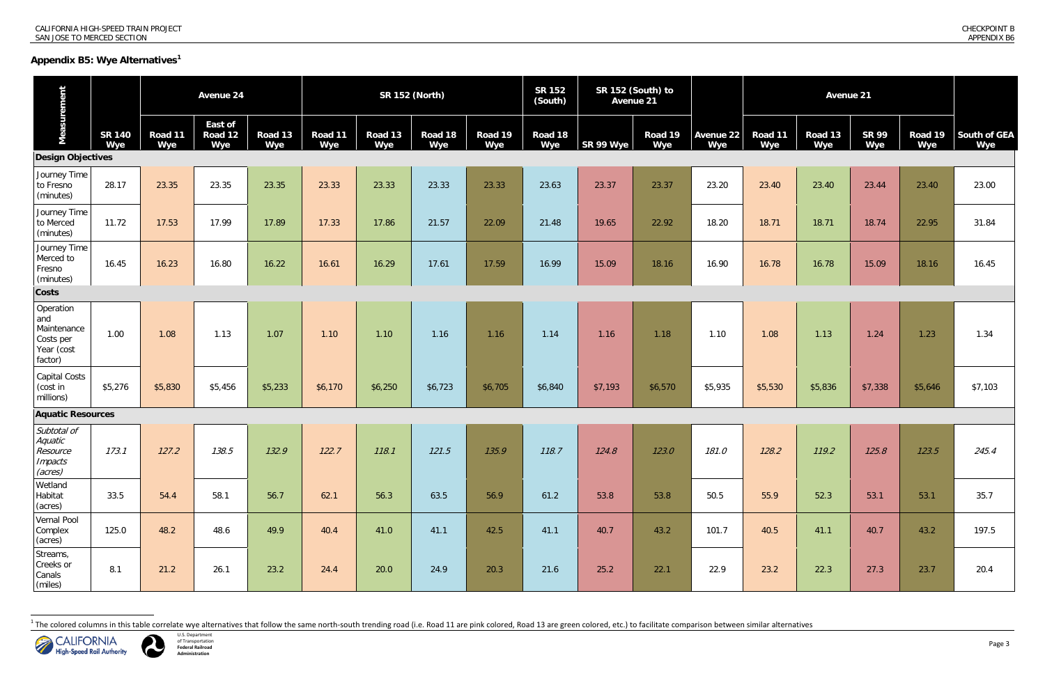## Appendix B5: Wye Alternatives[1]

| Measurement | | Avenue 24 | | | SR 152 (North) | | | | SR 152 (South) | SR 152 (South) to Avenue 21 | | | Avenue 21 | | | | |
|---|---|---|---|---|---|---|---|---|---|---|---|---|---|---|---|---|---|
| | SR 140 Wye | Road 11 Wye | East of Road 12 Wye | Road 13 Wye | Road 11 Wye | Road 13 Wye | Road 18 Wye | Road 19 Wye | Road 18 Wye | SR 99 Wye | Road 19 Wye | Avenue 22 Wye | Road 11 Wye | Road 13 Wye | SR 99 Wye | Road 19 Wye | South of GEA Wye |
| **Design Objectives** | | | | | | | | | | | | | | | | | |
| Journey Time to Fresno (minutes) | 28.17 | 23.35 | 23.35 | 23.35 | 23.33 | 23.33 | 23.33 | 23.33 | 23.63 | 23.37 | 23.37 | 23.20 | 23.40 | 23.40 | 23.44 | 23.40 | 23.00 |
| Journey Time to Merced (minutes) | 11.72 | 17.53 | 17.99 | 17.89 | 17.33 | 17.86 | 21.57 | 22.09 | 21.48 | 19.65 | 22.92 | 18.20 | 18.71 | 18.71 | 18.74 | 22.95 | 31.84 |
| Journey Time Merced to Fresno (minutes) | 16.45 | 16.23 | 16.80 | 16.22 | 16.61 | 16.29 | 17.61 | 17.59 | 16.99 | 15.09 | 18.16 | 16.90 | 16.78 | 16.78 | 15.09 | 18.16 | 16.45 |
| **Costs** | | | | | | | | | | | | | | | | | |
| Operation and Maintenance Costs per Year (cost factor) | 1.00 | 1.08 | 1.13 | 1.07 | 1.10 | 1.10 | 1.16 | 1.16 | 1.14 | 1.16 | 1.18 | 1.10 | 1.08 | 1.13 | 1.24 | 1.23 | 1.34 |
| Capital Costs (cost in millions) | $5,276 | $5,830 | $5,456 | $5,233 | $6,170 | $6,250 | $6,723 | $6,705 | $6,840 | $7,193 | $6,570 | $5,935 | $5,530 | $5,836 | $7,338 | $5,646 | $7,103 |
| **Aquatic Resources** | | | | | | | | | | | | | | | | | |
| *Subtotal of Aquatic Resource Impacts (acres)* | *173.1* | *127.2* | *138.5* | *132.9* | *122.7* | *118.1* | *121.5* | *135.9* | *118.7* | *124.8* | *123.0* | *181.0* | *128.2* | *119.2* | *125.8* | *123.5* | *245.4* |
| Wetland Habitat (acres) | 33.5 | 54.4 | 58.1 | 56.7 | 62.1 | 56.3 | 63.5 | 56.9 | 61.2 | 53.8 | 53.8 | 50.5 | 55.9 | 52.3 | 53.1 | 53.1 | 35.7 |
| Vernal Pool Complex (acres) | 125.0 | 48.2 | 48.6 | 49.9 | 40.4 | 41.0 | 41.1 | 42.5 | 41.1 | 40.7 | 43.2 | 101.7 | 40.5 | 41.1 | 40.7 | 43.2 | 197.5 |
| Streams, Creeks or Canals (miles) | 8.1 | 21.2 | 26.1 | 23.2 | 24.4 | 20.0 | 24.9 | 20.3 | 21.6 | 25.2 | 22.1 | 22.9 | 23.2 | 22.3 | 27.3 | 23.7 | 20.4 |

[1] The colored columns in this table correlate wye alternatives that follow the same north-south trending road (i.e. Road 11 are pink colored, Road 13 are green colored, etc.) to facilitate comparison between similar alternatives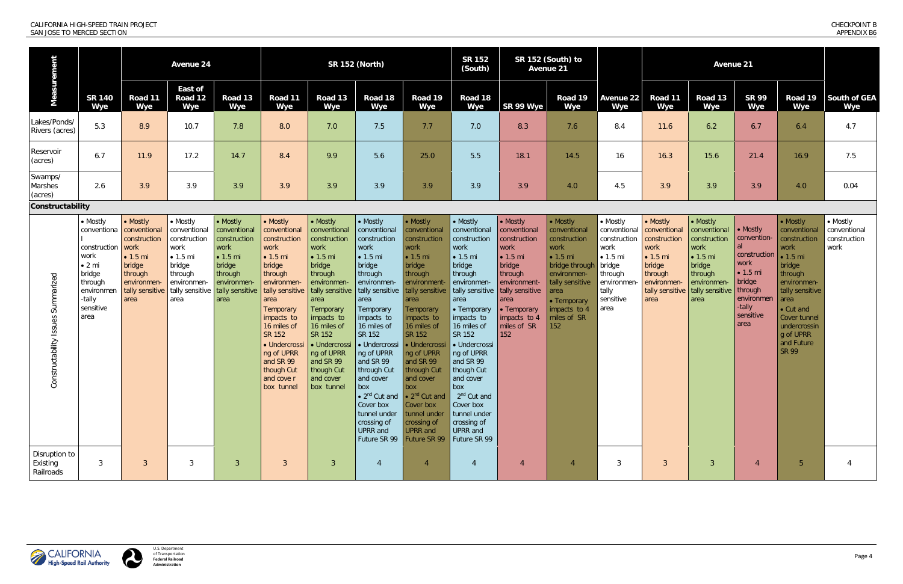| Measurement | | Avenue 24 | | | SR 152 (North) | | | | SR 152 (South) | SR 152 (South) to Avenue 21 | | | Avenue 21 | | | | |
|---|---|---|---|---|---|---|---|---|---|---|---|---|---|---|---|---|---|
| | SR 140 Wye | Road 11 Wye | East of Road 12 Wye | Road 13 Wye | Road 11 Wye | Road 13 Wye | Road 18 Wye | Road 19 Wye | Road 18 Wye | SR 99 Wye | Road 19 Wye | Avenue 22 Wye | Road 11 Wye | Road 13 Wye | SR 99 Wye | Road 19 Wye | South of GEA Wye |
| Lakes/Ponds/ Rivers (acres) | 5.3 | 8.9 | 10.7 | 7.8 | 8.0 | 7.0 | 7.5 | 7.7 | 7.0 | 8.3 | 7.6 | 8.4 | 11.6 | 6.2 | 6.7 | 6.4 | 4.7 |
| Reservoir (acres) | 6.7 | 11.9 | 17.2 | 14.7 | 8.4 | 9.9 | 5.6 | 25.0 | 5.5 | 18.1 | 14.5 | 16 | 16.3 | 15.6 | 21.4 | 16.9 | 7.5 |
| Swamps/ Marshes (acres) | 2.6 | 3.9 | 3.9 | 3.9 | 3.9 | 3.9 | 3.9 | 3.9 | 3.9 | 3.9 | 4.0 | 4.5 | 3.9 | 3.9 | 3.9 | 4.0 | 0.04 |
| **Constructability** | | | | | | | | | | | | | | | | | |
| Constructability Issues Summarized | • Mostly conventional construction work<br>• 2 mi bridge through environmental-tally sensitive area | • Mostly conventional construction work<br>• 1.5 mi bridge through environmen-tally sensitive area | • Mostly conventional construction work<br>• 1.5 mi bridge through environmen-tally sensitive area | • Mostly conventional construction work<br>• 1.5 mi bridge through environmen-tally sensitive area | • Mostly conventional construction work<br>• 1.5 mi bridge through environmen-tally sensitive area<br>Temporary impacts to 16 miles of SR 152<br>• Undercrossing of UPRR and SR 99 though Cut and cove r box tunnel | • Mostly conventional construction work<br>• 1.5 mi bridge through environmen-tally sensitive area<br>Temporary impacts to 16 miles of SR 152<br>• Undercrossing of UPRR and SR 99 though Cut and cover box tunnel | • Mostly conventional construction work<br>• 1.5 mi bridge through environmen-tally sensitive area<br>Temporary impacts to 16 miles of SR 152<br>• Undercrossing of UPRR and SR 99 through Cut and cover box<br>• 2nd Cut and Cover box tunnel under crossing of UPRR and Future SR 99 | • Mostly conventional construction work<br>• 1.5 mi bridge through environment-tally sensitive area<br>Temporary impacts to 16 miles of SR 152<br>• Undercrossing of UPRR and SR 99 through Cut and cover box<br>• 2nd Cut and Cover box tunnel under crossing of UPRR and Future SR 99 | • Mostly conventional construction work<br>• 1.5 mi bridge through environmen-tally sensitive area<br>• Temporary impacts to 16 miles of SR 152<br>• Undercrossing of UPRR and SR 99 though Cut and cover box<br>2nd Cut and Cover box tunnel under crossing of UPRR and Future SR 99 | • Mostly conventional construction work<br>• 1.5 mi bridge through environment-tally sensitive area<br>• Temporary impacts to 4 miles of SR 152 | • Mostly conventional construction work<br>• 1.5 mi bridge through environmen-tally sensitive area<br>• Temporary impacts to 4 miles of SR 152 | • Mostly conventional construction work<br>• 1.5 mi bridge through environmen-tally sensitive area | • Mostly conventional construction work<br>• 1.5 mi bridge through environmen-tally sensitive area | • Mostly conventional construction work<br>• 1.5 mi bridge through environmen-tally sensitive area | • Mostly convention-al construction work<br>• 1.5 mi bridge through environmen-tally sensitive area | • Mostly conventional construction work<br>• 1.5 mi bridge through environmen-tally sensitive area<br>• Cut and Cover tunnel undercrossing of UPRR and Future SR 99 | • Mostly conventional construction work |
| Disruption to Existing Railroads | 3 | 3 | 3 | 3 | 3 | 3 | 4 | 4 | 4 | 4 | 4 | 3 | 3 | 3 | 4 | 5 | 4 |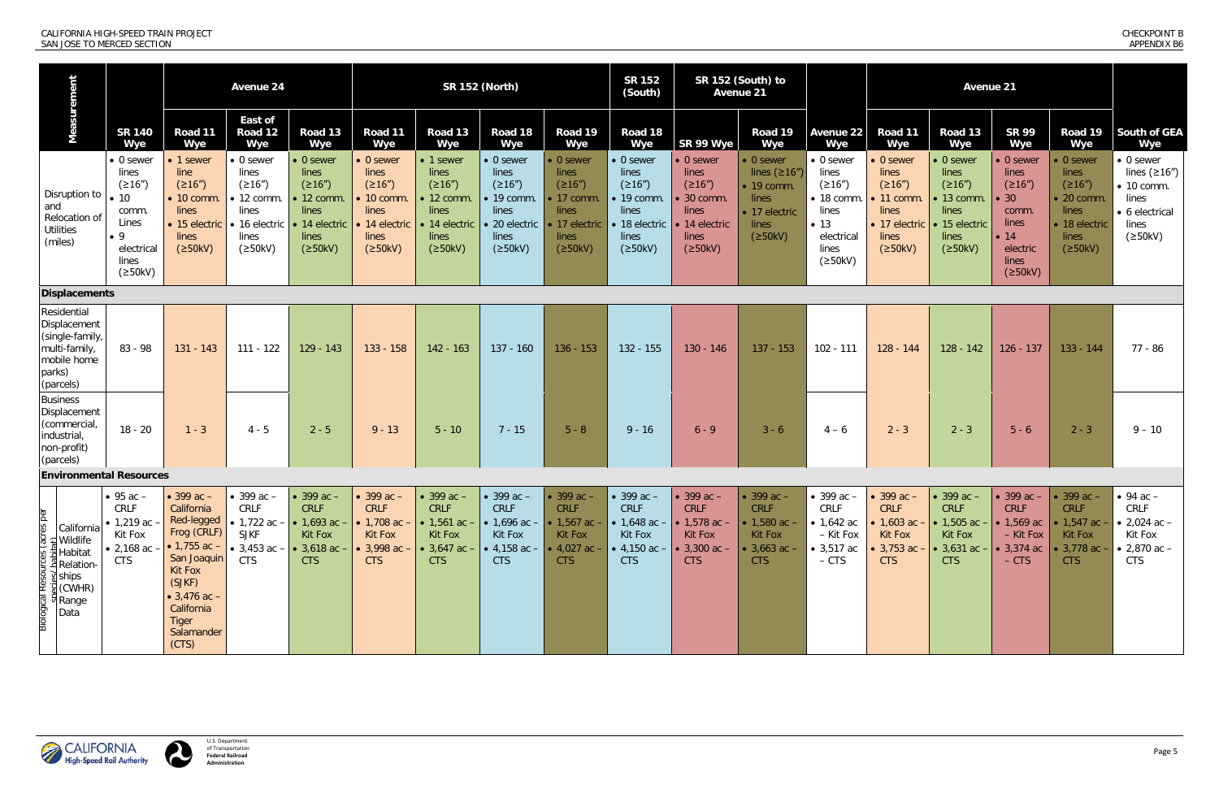| Measurement | | Avenue 24 | | | SR 152 (North) | | | | SR 152 (South) | SR 152 (South) to Avenue 21 | | | Avenue 21 | | | | |
|---|---|---|---|---|---|---|---|---|---|---|---|---|---|---|---|---|---|
| | SR 140 Wye | Road 11 Wye | East of Road 12 Wye | Road 13 Wye | Road 11 Wye | Road 13 Wye | Road 18 Wye | Road 19 Wye | Road 18 Wye | SR 99 Wye | Road 19 Wye | Avenue 22 Wye | Road 11 Wye | Road 13 Wye | SR 99 Wye | Road 19 Wye | South of GEA Wye |
| Disruption to and Relocation of Utilities (miles) | • 0 sewer lines (≥16") • 10 comm. Lines • 9 electrical lines (≥50kV) | • 1 sewer line (≥16") • 10 comm. lines • 15 electric lines (≥50kV) | • 0 sewer lines (≥16") • 12 comm. lines • 16 electric lines (≥50kV) | • 0 sewer lines (≥16") • 12 comm. lines • 14 electric lines (≥50kV) | • 0 sewer lines (≥16") • 10 comm. lines • 14 electric lines (≥50kV) | • 1 sewer lines (≥16") • 12 comm. lines • 14 electric lines (≥50kV) | • 0 sewer lines (≥16") • 19 comm. lines • 20 electric lines (≥50kV) | • 0 sewer lines (≥16") • 17 comm. lines • 17 electric lines (≥50kV) | • 0 sewer lines (≥16") • 19 comm. lines • 18 electric lines (≥50kV) | • 0 sewer lines (≥16") • 30 comm. lines • 14 electric lines (≥50kV) | • 0 sewer lines (≥16") • 19 comm. lines • 17 electric lines (≥50kV) | • 0 sewer lines (≥16") • 18 comm. lines • 13 electrical lines (≥50kV) | • 0 sewer lines (≥16") • 11 comm. lines • 17 electric lines (≥50kV) | • 0 sewer lines (≥16") • 13 comm. lines • 15 electric lines (≥50kV) | • 0 sewer lines (≥16") • 30 comm. lines • 14 electric lines (≥50kV) | • 0 sewer lines (≥16") • 20 comm. lines • 18 electric lines (≥50kV) | • 0 sewer lines (≥16") • 10 comm. lines • 6 electrical lines (≥50kV) |
| **Displacements** | | | | | | | | | | | | | | | | | |
| Residential Displacement (single-family, multi-family, mobile home parks) (parcels) | 83 - 98 | 131 - 143 | 111 - 122 | 129 - 143 | 133 - 158 | 142 - 163 | 137 - 160 | 136 - 153 | 132 - 155 | 130 - 146 | 137 - 153 | 102 - 111 | 128 - 144 | 128 - 142 | 126 - 137 | 133 - 144 | 77 - 86 |
| Business Displacement (commercial, industrial, non-profit) (parcels) | 18 - 20 | 1 - 3 | 4 - 5 | 2 - 5 | 9 - 13 | 5 - 10 | 7 - 15 | 5 - 8 | 9 - 16 | 6 - 9 | 3 - 6 | 4 – 6 | 2 - 3 | 2 - 3 | 5 - 6 | 2 - 3 | 9 – 10 |
| **Environmental Resources** | | | | | | | | | | | | | | | | | |
| Biological Resources (acres per species/ habitat) – California Wildlife Habitat Relationships (CWHR) Range Data | • 95 ac – CRLF • 1,219 ac – Kit Fox • 2,168 ac – CTS | • 399 ac – California Red-legged Frog (CRLF) • 1,755 ac – San Joaquin Kit Fox (SJKF) • 3,476 ac – California Tiger Salamander (CTS) | • 399 ac – CRLF • 1,722 ac – SJKF • 3,453 ac – CTS | • 399 ac – CRLF • 1,693 ac – Kit Fox • 3,618 ac – CTS | • 399 ac – CRLF • 1,708 ac – Kit Fox • 3,998 ac – CTS | • 399 ac – CRLF • 1,561 ac – Kit Fox • 3,647 ac – CTS | • 399 ac – CRLF • 1,696 ac – Kit Fox • 4,158 ac – CTS | • 399 ac – CRLF • 1,567 ac – Kit Fox • 4,027 ac – CTS | • 399 ac – CRLF • 1,648 ac – Kit Fox • 4,150 ac – CTS | • 399 ac – CRLF • 1,578 ac – Kit Fox • 3,300 ac – CTS | • 399 ac – CRLF • 1,580 ac – Kit Fox • 3,663 ac – CTS | • 399 ac – CRLF • 1,642 ac – Kit Fox • 3,517 ac – CTS | • 399 ac – CRLF • 1,603 ac – Kit Fox • 3,753 ac – CTS | • 399 ac – CRLF • 1,505 ac – Kit Fox • 3,631 ac – CTS | • 399 ac – CRLF • 1,569 ac – Kit Fox • 3,374 ac – CTS | • 399 ac – CRLF • 1,547 ac – Kit Fox • 3,778 ac – CTS | • 94 ac – CRLF • 2,024 ac – Kit Fox • 2,870 ac – CTS |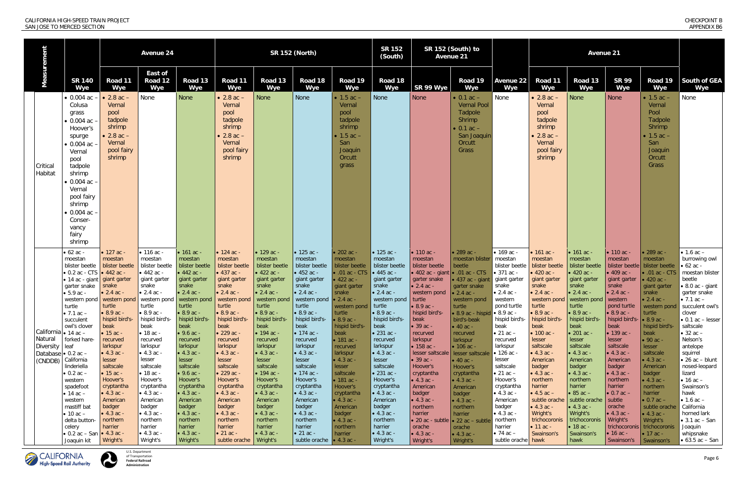| Measurement | SR 140 Wye | Avenue 24 | | | SR 152 (North) | | | | SR 152 (South) | SR 152 (South) to Avenue 21 | | Avenue 22 Wye | Avenue 21 | | | | South of GEA Wye |
|---|---|---|---|---|---|---|---|---|---|---|---|---|---|---|---|---|---|
| | | Road 11 Wye | East of Road 12 Wye | Road 13 Wye | Road 11 Wye | Road 13 Wye | Road 18 Wye | Road 19 Wye | Road 18 Wye | SR 99 Wye | Road 19 Wye | | Road 11 Wye | Road 13 Wye | SR 99 Wye | Road 19 Wye | |
| Critical Habitat | • 0.004 ac – Colusa grass<br>• 0.004 ac – Hoover's spurge<br>• 0.004 ac – Vernal pool tadpole shrimp<br>• 0.004 ac – Vernal pool fairy shrimp<br>• 0.004 ac – Conservancy fairy shrimp | • 2.8 ac – Vernal pool tadpole shrimp<br>• 2.8 ac – Vernal pool fairy shrimp | None | None | • 2.8 ac – Vernal pool tadpole shrimp<br>• 2.8 ac – Vernal pool fairy shrimp | None | None | • 1.5 ac – Vernal pool tadpole shrimp<br>• 1.5 ac – San Joaquin Orcutt grass | None | None | • 0.1 ac – Vernal Pool Tadpole Shrimp<br>• 0.1 ac – San Joaquin Orcutt Grass | None | • 2.8 ac – Vernal pool tadpole shrimp<br>• 2.8 ac – Vernal pool fairy shrimp | None | None | • 1.5 ac – Vernal Pool Tadpole Shrimp<br>• 1.5 ac – San Joaquin Orcutt Grass | None |
| California Natural Diversity Database (CNDDB) | • 62 ac - moestan blister beetle<br>• 0.2 ac – CTS<br>• 14 ac - giant garter snake<br>• 5.9 ac - western pond turtle<br>• 7.1 ac – succulent owl's clover<br>• 14 ac – forked hare-leaf<br>• 0.2 ac – California linderiella<br>• 0.2 ac – western spadefoot<br>• 14 ac – western mastiff bat<br>• 10 ac – delta button-celery<br>• 0.2 ac – San Joaquin kit | • 127 ac - moestan blister beetle<br>• 442 ac - giant garter snake<br>• 2.4 ac - western pond turtle<br>• 8.9 ac - hispid bird's-beak<br>• 15 ac - recurved larkspur<br>• 4.3 ac - lesser saltscale<br>• 15 ac - Hoover's cryptantha<br>• 4.3 ac - American badger<br>• 4.3 ac - northern harrier<br>• 4.3 ac - Wright's | • 116 ac - moestan blister beetle<br>• 442 ac - giant garter snake<br>• 2.4 ac - western pond turtle<br>• 8.9 ac - hispid bird's-beak<br>• 18 ac - recurved larkspur<br>• 4.3 ac - lesser saltscale<br>• 18 ac - Hoover's cryptantha<br>• 4.3 ac - American badger<br>• 4.3 ac - northern harrier<br>• 4.3 ac - Wright's | • 161 ac - moestan blister beetle<br>• 442 ac - giant garter snake<br>• 2.4 ac - western pond turtle<br>• 8.9 ac - hispid bird's-beak<br>• 9.6 ac - recurved larkspur<br>• 4.3 ac - lesser saltscale<br>• 9.6 ac - Hoover's cryptantha<br>• 4.3 ac - American badger<br>• 4.3 ac - northern harrier<br>• 4.3 ac - Wright's | • 124 ac - moestan blister beetle<br>• 437 ac - giant garter snake<br>• 2.4 ac - western pond turtle<br>• 8.9 ac - hispid bird's-beak<br>• 229 ac - recurved larkspur<br>• 4.3 ac - lesser saltscale<br>• 229 ac - Hoover's cryptantha<br>• 4.3 ac - American badger<br>• 4.3 ac - northern harrier<br>• 21 ac - subtle orache | • 129 ac - moestan blister beetle<br>• 422 ac - giant garter snake<br>• 2.4 ac - western pond turtle<br>• 8.9 ac - hispid bird's-beak<br>• 194 ac - recurved larkspur<br>• 4.3 ac - lesser saltscale<br>• 194 ac - Hoover's cryptantha<br>• 4.3 ac - American badger<br>• 4.3 ac - northern harrier<br>• 4.3 ac - Wright's | • 125 ac - moestan blister beetle<br>• 452 ac - giant garter snake<br>• 2.4 ac - western pond turtle<br>• 8.9 ac - hispid bird's-beak<br>• 174 ac - recurved larkspur<br>• 4.3 ac - lesser saltscale<br>• 174 ac - Hoover's cryptantha<br>• 4.3 ac - American badger<br>• 4.3 ac - northern harrier<br>• 21 ac - subtle orache | • 202 ac - moestan blister beetle<br>• .01 ac - CTS<br>• 422 ac - giant garter snake<br>• 2.4 ac - western pond turtle<br>• 8.9 ac - hispid bird's-beak<br>• 181 ac - recurved larkspur<br>• 4.3 ac - lesser saltscale<br>• 181 ac - Hoover's cryptantha<br>• 4.3 ac - American badger<br>• 4.3 ac - northern harrier<br>• 4.3 ac - | • 125 ac - moestan blister beetle<br>• 445 ac - giant garter snake<br>• 2.4 ac - western pond turtle<br>• 8.9 ac - hispid bird's-beak<br>• 231 ac - recurved larkspur<br>• 4.3 ac - lesser saltscale<br>• 231 ac - Hoover's cryptantha<br>• 4.3 ac - American badger<br>• 4.3 ac - northern harrier<br>• 4.3 ac - Wright's | • 110 ac - moestan blister beetle<br>• 402 ac - giant garter snake<br>• 2.4 ac - western pond turtle<br>• 8.9 ac - hispid bird's-beak<br>• 39 ac - recurved larkspur<br>• 158 ac - lesser saltscale<br>• 39 ac - Hoover's cryptantha<br>• 4.3 ac - American badger<br>• 4.3 ac - northern harrier<br>• 20 ac - subtle orache<br>• 4.3 ac - Wright's | • 289 ac - moestan blister beetle<br>• .01 ac - CTS<br>• 437 ac - giant garter snake<br>• 2.4 ac - western pond turtle<br>• 8.9 ac - hispid bird's-beak<br>• 40 ac - recurved larkspur<br>• 106 ac - lesser saltscale<br>• 40 ac - Hoover's cryptantha<br>• 4.3 ac - American badger<br>• 4.3 ac - northern harrier<br>• 22 ac – subtle orache<br>• 4.3 ac - Wright's | • 169 ac - moestan blister beetle<br>• 371 ac - giant garter snake<br>• 2.4 ac - western pond turtle<br>• 8.9 ac - hispid bird's-beak<br>• 21 ac - recurved larkspur<br>• 126 ac - lesser saltscale<br>• 21 ac - Hoover's cryptantha<br>• 4.3 ac - American badger<br>• 4.3 ac - northern harrier<br>• 74 ac – subtle orache | • 161 ac - moestan blister beetle<br>• 420 ac - giant garter snake<br>• 2.4 ac - western pond turtle<br>• 8.9 ac - hispid bird's-beak<br>• 100 ac - lesser saltscale<br>• 4.3 ac - American badger<br>• 4.3 ac - northern harrier<br>• 4.5 ac – subtle orache<br>• 4.3 ac - Wright's trichocoronis<br>• 11 ac - Swainson's hawk | • 161 ac - moestan blister beetle<br>• 420 ac - giant garter snake<br>• 2.4 ac - western pond turtle<br>• 8.9 ac - hispid bird's-beak<br>• 201 ac - lesser saltscale<br>• 4.3 ac - American badger<br>• 4.3 ac - northern harrier<br>• 85 ac – subtle orache<br>• 4.3 ac - Wright's trichocoronis<br>• 18 ac - Swainson's hawk | • 110 ac - moestan blister beetle<br>• 409 ac - giant garter snake<br>• 2.4 ac - western pond turtle<br>• 8.9 ac - hispid bird's-beak<br>• 139 ac - lesser saltscale<br>• 4.3 ac - American badger<br>• 4.3 ac - northern harrier<br>• 0.7 ac – subtle orache<br>• 4.3 ac - Wright's trichocoronis<br>• 16 ac - Swainson's | • 289 ac - moestan blister beetle<br>• .01 ac - CTS<br>• 420 ac - giant garter snake<br>• 2.4 ac - western pond turtle<br>• 8.9 ac - hispid bird's-beak<br>• 90 ac - lesser saltscale<br>• 4.3 ac - American badger<br>• 4.3 ac - northern harrier<br>• 0.7 ac – subtle orache<br>• 4.3 ac - Wright's trichocoronis<br>• 17 ac - Swainson's | • 1.6 ac – burrowing owl<br>• 62 ac - moestan blister beetle<br>• 8.0 ac - giant garter snake<br>• 7.1 ac – succulent owl's clover<br>• 0.1 ac – lesser saltscale<br>• 32 ac – Nelson's antelope squirrel<br>• 26 ac – blunt nosed-leopard lizard<br>• 16 ac – Swainson's hawk<br>• 1.6 ac – California horned lark<br>• 3.1 ac – San Joaquin whipsnake<br>• 63.5 ac – San |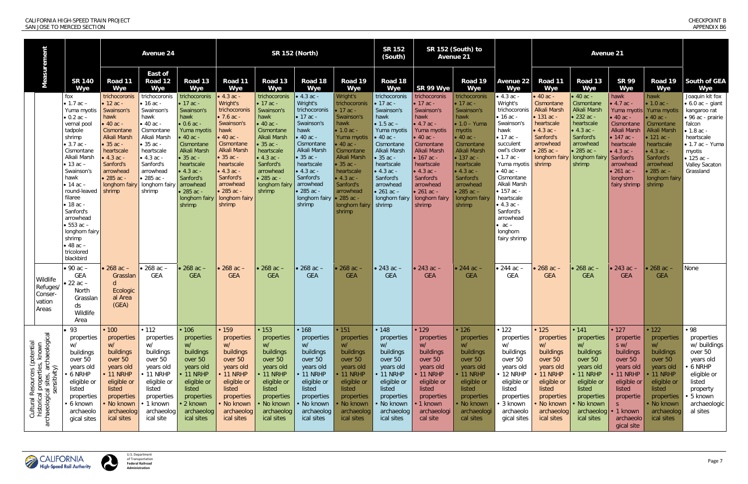| Measurement | SR 140 Wye | Avenue 24 | | | SR 152 (North) | | | | SR 152 (South) | SR 152 (South) to Avenue 21 | | Avenue 22 Wye | Avenue 21 | | | | South of GEA Wye |
|---|---|---|---|---|---|---|---|---|---|---|---|---|---|---|---|---|---|
| | | Road 11 Wye | East of Road 12 Wye | Road 13 Wye | Road 11 Wye | Road 13 Wye | Road 18 Wye | Road 19 Wye | Road 18 Wye | SR 99 Wye | Road 19 Wye | | Road 11 Wye | Road 13 Wye | SR 99 Wye | Road 19 Wye | |
| | fox • 1.7 ac – Yuma myotis • 0.2 ac – vernal pool tadpole shrimp • 3.7 ac - Cismontane Alkali Marsh • 13 ac – Swainson's hawk • 14 ac – round-leaved filaree • 18 ac - Sanford's arrowhead • 553 ac – longhorn fairy shrimp • 48 ac – tricolored blackbird | trichocoronis • 12 ac - Swainson's hawk • 40 ac - Cismontane Alkali Marsh • 35 ac - heartscale • 4.3 ac - Sanford's arrowhead • 285 ac - longhorn fairy shrimp | trichocoronis • 16 ac - Swainson's hawk • 40 ac - Cismontane Alkali Marsh • 35 ac - heartscale • 4.3 ac - Sanford's arrowhead • 285 ac - longhorn fairy shrimp | trichocoronis • 17 ac - Swainson's hawk • 0.6 ac - Yuma myotis • 40 ac - Cismontane Alkali Marsh • 35 ac - heartscale • 4.3 ac - Sanford's arrowhead • 285 ac - longhorn fairy shrimp | • 4.3 ac - Wright's trichocoronis • 7.6 ac - Swainson's hawk • 40 ac - Cismontane Alkali Marsh • 35 ac - heartscale • 4.3 ac - Sanford's arrowhead • 285 ac - longhorn fairy shrimp | trichocoronis • 17 ac - Swainson's hawk • 40 ac - Cismontane Alkali Marsh • 35 ac - heartscale • 4.3 ac - Sanford's arrowhead • 285 ac - longhorn fairy shrimp | • 4.3 ac - Wright's trichocoronis • 17 ac - Swainson's hawk • 40 ac - Cismontane Alkali Marsh • 35 ac - heartscale • 4.3 ac - Sanford's arrowhead • 285 ac - longhorn fairy shrimp | Wright's trichocoronis • 17 ac - Swainson's hawk • 1.0 ac - Yuma myotis • 40 ac - Cismontane Alkali Marsh • 35 ac - heartscale • 4.3 ac - Sanford's arrowhead • 285 ac - longhorn fairy shrimp | trichocoronis • 17 ac - Swainson's hawk • 1.5 ac – Yuma myotis • 40 ac - Cismontane Alkali Marsh • 35 ac - heartscale • 4.3 ac - Sanford's arrowhead • 261 ac – longhorn fairy shrimp | trichocoronis • 17 ac - Swainson's hawk • 4.7 ac - Yuma myotis • 40 ac - Cismontane Alkali Marsh • 167 ac - heartscale • 4.3 ac - Sanford's arrowhead • 261 ac - longhorn fairy shrimp | trichocoronis • 17 ac - Swainson's hawk • 1.0 – Yuma myotis • 40 ac - Cismontane Alkali Marsh • 137 ac - heartscale • 4.3 ac - Sanford's arrowhead • 285 ac - longhorn fairy shrimp | • 4.3 ac - Wright's trichocoronis • 16 ac - Swainson's hawk • 17 ac - succulent owl's clover • 1.7 ac - Yuma myotis • 40 ac - Cismontane Alkali Marsh • 157 ac - heartscale • 4.3 ac - Sanford's arrowhead • ac – longhorn fairy shrimp | • 40 ac - Cismontane Alkali Marsh • 131 ac - heartscale • 4.3 ac - Sanford's arrowhead • 285 ac – longhorn fairy shrimp | • 40 ac - Cismontane Alkali Marsh • 232 ac - heartscale • 4.3 ac - Sanford's arrowhead • 285 ac – longhorn fairy shrimp | hawk • 4.7 ac - Yuma myotis • 40 ac - Cismontane Alkali Marsh • 147 ac - heartscale • 4.3 ac - Sanford's arrowhead • 261 ac - longhorn fairy shrimp | hawk • 1.0 ac - Yuma myotis • 40 ac - Cismontane Alkali Marsh • 121 ac - heartscale • 4.3 ac - Sanford's arrowhead • 285 ac - longhorn fairy shrimp | Joaquin kit fox • 6.0 ac – giant kangaroo rat • 96 ac - prairie falcon • 1.8 ac - heartscale • 1.7 ac – Yuma myotis • 125 ac – Valley Sacaton Grassland |
| Wildlife Refuges/ Conservation Areas | • 90 ac – GEA • 22 ac – North Grasslands Wildlife Area | • 268 ac – Grassland Ecologic al Area (GEA) | • 268 ac – GEA | • 268 ac – GEA | • 268 ac – GEA | • 268 ac – GEA | • 268 ac – GEA | • 268 ac – GEA | • 243 ac – GEA | • 243 ac – GEA | • 244 ac – GEA | • 244 ac – GEA | • 268 ac – GEA | • 268 ac – GEA | • 243 ac – GEA | • 268 ac – GEA | None |
| Cultural Resources (potential historical properties, known archaeological sites, archaeological sensitivity) | • 93 properties w/ buildings over 50 years old • 6 NRHP eligible or listed properties • 6 known archaeological sites | • 100 properties w/ buildings over 50 years old • 11 NRHP eligible or listed properties • No known archaeological sites | • 112 properties w/ buildings over 50 years old • 11 NRHP eligible or listed properties • 1 known archaeological site | • 106 properties w/ buildings over 50 years old • 11 NRHP eligible or listed properties • 2 known archaeological sites | • 159 properties w/ buildings over 50 years old • 11 NRHP eligible or listed properties • No known archaeological sites | • 153 properties w/ buildings over 50 years old • 11 NRHP eligible or listed properties • No known archaeological sites | • 168 properties w/ buildings over 50 years old • 11 NRHP eligible or listed properties • No known archaeological sites | • 151 properties w/ buildings over 50 years old • 11 NRHP eligible or listed properties • No known archaeological sites | • 148 properties w/ buildings over 50 years old • 11 NRHP eligible or listed properties • No known archaeological sites | • 129 properties w/ buildings over 50 years old • 11 NRHP eligible or listed properties • 1 known archaeological site | • 126 properties w/ buildings over 50 years old • 11 NRHP eligible or listed properties • No known archaeological sites | • 122 properties w/ buildings over 50 years old • 12 NRHP eligible or listed properties • 3 known archaeological sites | • 125 properties w/ buildings over 50 years old • 11 NRHP eligible or listed properties • No known archaeological sites | • 141 properties w/ buildings over 50 years old • 11 NRHP eligible or listed properties • No known archaeological sites | • 127 properties w/ buildings over 50 years old • 11 NRHP eligible or listed properties • 1 known archaeological site | • 122 properties w/ buildings over 50 years old • 11 NRHP eligible or listed properties • No known archaeological sites | • 98 properties w/ buildings over 50 years old • 6 NRHP eligible or listed property • 5 known archaeological sites |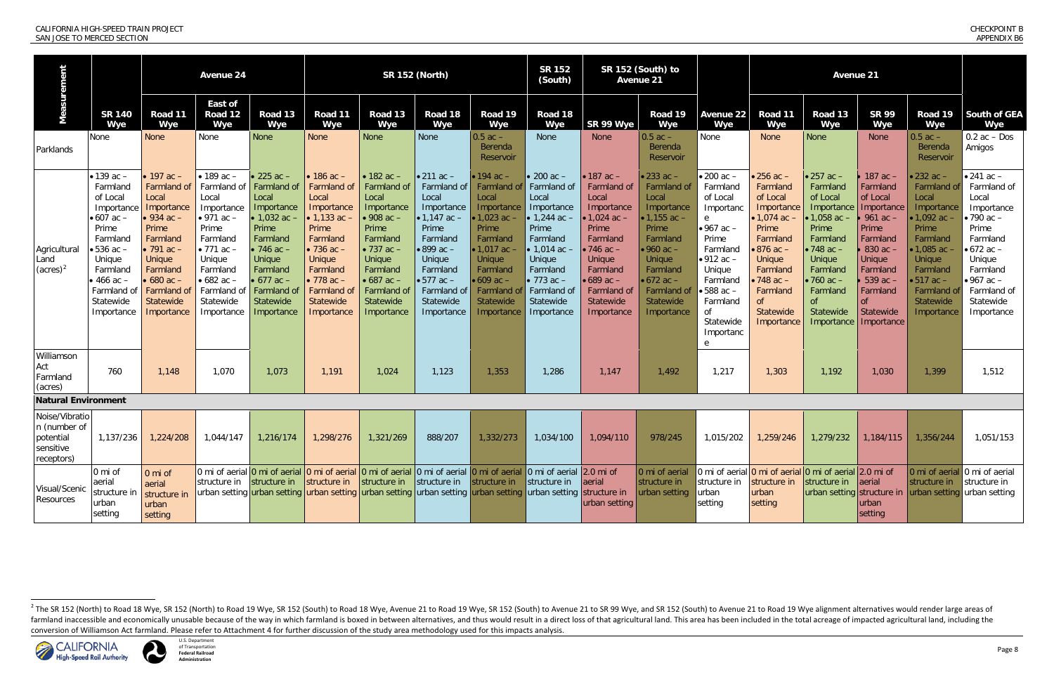| Measurement | SR 140 Wye | Avenue 24 | | | SR 152 (North) | | | | SR 152 (South) | SR 152 (South) to Avenue 21 | | Avenue 22 Wye | Avenue 21 | | | | South of GEA Wye |
|---|---|---|---|---|---|---|---|---|---|---|---|---|---|---|---|---|---|
| | | Road 11 Wye | East of Road 12 Wye | Road 13 Wye | Road 11 Wye | Road 13 Wye | Road 18 Wye | Road 19 Wye | Road 18 Wye | SR 99 Wye | Road 19 Wye | | Road 11 Wye | Road 13 Wye | SR 99 Wye | Road 19 Wye | |
| Parklands | None | None | None | None | None | None | None | 0.5 ac – Berenda Reservoir | None | None | 0.5 ac – Berenda Reservoir | None | None | None | None | 0.5 ac – Berenda Reservoir | 0.2 ac – Dos Amigos |
| Agricultural Land (acres)[2] | • 139 ac – Farmland of Local Importance • 607 ac – Prime Farmland • 536 ac – Unique Farmland • 466 ac – Farmland of Statewide Importance | • 197 ac – Farmland of Local Importance • 934 ac – Prime Farmland • 791 ac – Unique Farmland • 680 ac – Farmland of Statewide Importance | • 189 ac – Farmland of Local Importance • 971 ac – Prime Farmland • 771 ac – Unique Farmland • 682 ac – Farmland of Statewide Importance | • 225 ac – Farmland of Local Importance • 1,032 ac – Prime Farmland • 746 ac – Unique Farmland • 677 ac – Farmland of Statewide Importance | • 186 ac – Farmland of Local Importance • 1,133 ac – Prime Farmland • 736 ac – Unique Farmland • 778 ac – Farmland of Statewide Importance | • 182 ac – Farmland of Local Importance • 908 ac – Prime Farmland • 737 ac – Unique Farmland • 687 ac – Farmland of Statewide Importance | • 211 ac – Farmland of Local Importance • 1,147 ac – Prime Farmland • 899 ac – Unique Farmland • 577 ac – Farmland of Statewide Importance | • 194 ac – Farmland of Local Importance • 1,023 ac – Prime Farmland • 1,017 ac – Unique Farmland • 609 ac – Farmland of Statewide Importance | • 200 ac – Farmland of Local Importance • 1,244 ac – Prime Farmland • 1,014 ac – Unique Farmland • 773 ac – Farmland of Statewide Importance | • 187 ac – Farmland of Local Importance • 1,024 ac – Prime Farmland • 746 ac – Unique Farmland • 689 ac – Farmland of Statewide Importance | • 233 ac – Farmland of Local Importance • 1,155 ac – Prime Farmland • 960 ac – Unique Farmland • 672 ac – Farmland of Statewide Importance | • 200 ac – Farmland of Local Importance • 967 ac – Prime Farmland • 912 ac – Unique Farmland • 588 ac – Farmland of Statewide Importance | • 256 ac – Farmland of Local Importance • 1,074 ac – Prime Farmland • 876 ac – Unique Farmland • 748 ac – Farmland of Statewide Importance | • 257 ac – Farmland of Local Importance • 1,058 ac – Prime Farmland • 748 ac – Unique Farmland • 760 ac – Farmland of Statewide Importance | • 187 ac – Farmland of Local Importance • 961 ac – Prime Farmland • 830 ac – Unique Farmland • 539 ac – Farmland of Statewide Importance | • 232 ac – Farmland of Local Importance • 1,092 ac – Prime Farmland • 1,085 ac – Unique Farmland • 517 ac – Farmland of Statewide Importance | • 241 ac – Farmland of Local Importance • 790 ac – Prime Farmland • 672 ac – Unique Farmland • 967 ac – Farmland of Statewide Importance |
| Williamson Act Farmland (acres) | 760 | 1,148 | 1,070 | 1,073 | 1,191 | 1,024 | 1,123 | 1,353 | 1,286 | 1,147 | 1,492 | 1,217 | 1,303 | 1,192 | 1,030 | 1,399 | 1,512 |
| **Natural Environment** | | | | | | | | | | | | | | | | | |
| Noise/Vibration (number of potential sensitive receptors) | 1,137/236 | 1,224/208 | 1,044/147 | 1,216/174 | 1,298/276 | 1,321/269 | 888/207 | 1,332/273 | 1,034/100 | 1,094/110 | 978/245 | 1,015/202 | 1,259/246 | 1,279/232 | 1,184/115 | 1,356/244 | 1,051/153 |
| Visual/Scenic Resources | 0 mi of aerial structure in urban setting | 0 mi of aerial structure in urban setting | 0 mi of aerial structure in urban setting | 0 mi of aerial structure in urban setting | 0 mi of aerial structure in urban setting | 0 mi of aerial structure in urban setting | 0 mi of aerial structure in urban setting | 0 mi of aerial structure in urban setting | 0 mi of aerial structure in urban setting | 2.0 mi of aerial structure in urban setting | 0 mi of aerial structure in urban setting | 0 mi of aerial structure in urban setting | 0 mi of aerial structure in urban setting | 0 mi of aerial structure in urban setting | 2.0 mi of aerial structure in urban setting | 0 mi of aerial structure in urban setting | 0 mi of aerial structure in urban setting |

[2] The SR 152 (North) to Road 18 Wye, SR 152 (North) to Road 19 Wye, SR 152 (South) to Road 18 Wye, Avenue 21 to Road 19 Wye, SR 152 (South) to Avenue 21 to SR 99 Wye, and SR 152 (South) to Avenue 21 to Road 19 Wye alignment alternatives would render large areas of farmland inaccessible and economically unusable because of the way in which farmland is boxed in between alternatives, and thus would result in a direct loss of that agricultural land. This area has been included in the total acreage of impacted agricultural land, including the conversion of Williamson Act farmland. Please refer to Attachment 4 for further discussion of the study area methodology used for this impacts analysis.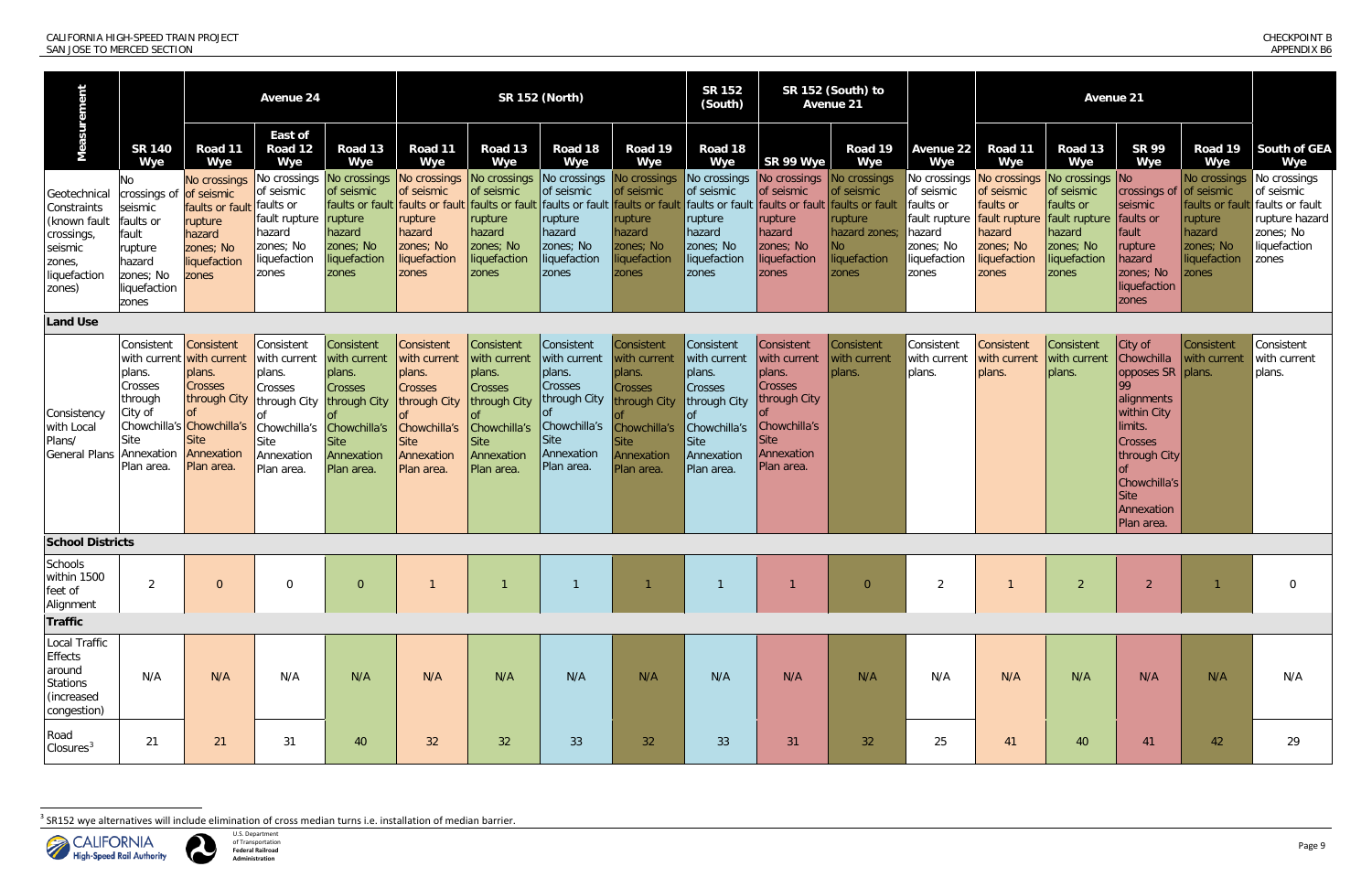| Measurement | | Avenue 24 | | | SR 152 (North) | | | | SR 152 (South) | SR 152 (South) to Avenue 21 | | | Avenue 21 | | | | |
|---|---|---|---|---|---|---|---|---|---|---|---|---|---|---|---|---|---|
| | SR 140 Wye | Road 11 Wye | East of Road 12 Wye | Road 13 Wye | Road 11 Wye | Road 13 Wye | Road 18 Wye | Road 19 Wye | Road 18 Wye | SR 99 Wye | Road 19 Wye | Avenue 22 Wye | Road 11 Wye | Road 13 Wye | SR 99 Wye | Road 19 Wye | South of GEA Wye |
| Geotechnical Constraints (known fault crossings, seismic zones, liquefaction zones) | No crossings of seismic faults or fault rupture hazard zones; No liquefaction zones | No crossings of seismic faults or fault rupture hazard zones; No liquefaction zones | No crossings of seismic faults or fault rupture hazard zones; No liquefaction zones | No crossings of seismic faults or fault rupture hazard zones; No liquefaction zones | No crossings of seismic faults or fault rupture hazard zones; No liquefaction zones | No crossings of seismic faults or fault rupture hazard zones; No liquefaction zones | No crossings of seismic faults or fault rupture hazard zones; No liquefaction zones | No crossings of seismic faults or fault rupture hazard zones; No liquefaction zones | No crossings of seismic faults or fault rupture hazard zones; No liquefaction zones | No crossings of seismic faults or fault rupture hazard zones; No liquefaction zones | No crossings of seismic faults or fault rupture hazard zones; No liquefaction zones | No crossings of seismic faults or fault rupture hazard zones; No liquefaction zones | No crossings of seismic faults or fault rupture hazard zones; No liquefaction zones | No crossings of seismic faults or fault rupture hazard zones; No liquefaction zones | No crossings of seismic faults or fault rupture hazard zones; No liquefaction zones | No crossings of seismic faults or fault rupture hazard zones; No liquefaction zones | No crossings of seismic faults or fault rupture hazard zones; No liquefaction zones |
| **Land Use** | | | | | | | | | | | | | | | | | |
| Consistency with Local Plans/ General Plans | Consistent with current plans. Crosses through City of Chowchilla's Site Annexation Plan area. | Consistent with current plans. Crosses through City of Chowchilla's Site Annexation Plan area. | Consistent with current plans. Crosses through City of Chowchilla's Site Annexation Plan area. | Consistent with current plans. Crosses through City of Chowchilla's Site Annexation Plan area. | Consistent with current plans. Crosses through City of Chowchilla's Site Annexation Plan area. | Consistent with current plans. Crosses through City of Chowchilla's Site Annexation Plan area. | Consistent with current plans. Crosses through City of Chowchilla's Site Annexation Plan area. | Consistent with current plans. Crosses through City of Chowchilla's Site Annexation Plan area. | Consistent with current plans. Crosses through City of Chowchilla's Site Annexation Plan area. | Consistent with current plans. Crosses through City of Chowchilla's Site Annexation Plan area. | Consistent with current plans. | Consistent with current plans. | Consistent with current plans. | Consistent with current plans. | City of Chowchilla opposes SR 99 alignments within City limits. Crosses through City of Chowchilla's Site Annexation Plan area. | Consistent with current plans. | Consistent with current plans. |
| **School Districts** | | | | | | | | | | | | | | | | | |
| Schools within 1500 feet of Alignment | 2 | 0 | 0 | 0 | 1 | 1 | 1 | 1 | 1 | 1 | 0 | 2 | 1 | 2 | 2 | 1 | 0 |
| **Traffic** | | | | | | | | | | | | | | | | | |
| Local Traffic Effects around Stations (increased congestion) | N/A | N/A | N/A | N/A | N/A | N/A | N/A | N/A | N/A | N/A | N/A | N/A | N/A | N/A | N/A | N/A | N/A |
| Road Closures[3] | 21 | 21 | 31 | 40 | 32 | 32 | 33 | 32 | 33 | 31 | 32 | 25 | 41 | 40 | 41 | 42 | 29 |

[3] SR152 wye alternatives will include elimination of cross median turns i.e. installation of median barrier.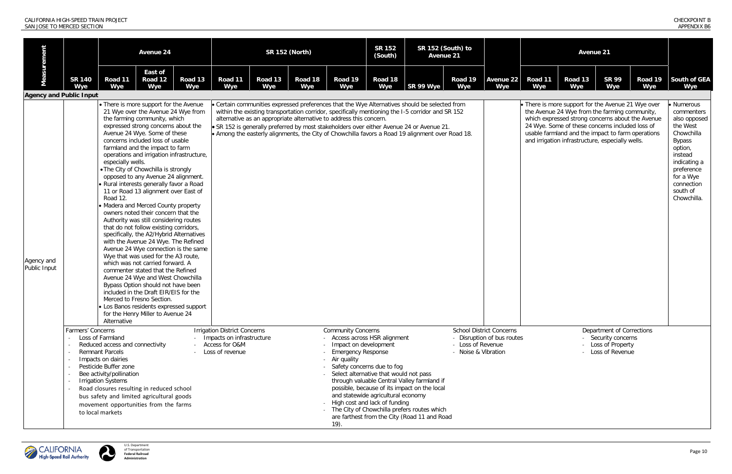| Measurement | SR 140 Wye | Avenue 24 | | | SR 152 (North) | | | | SR 152 (South) | SR 152 (South) to Avenue 21 | | Avenue 22 Wye | Avenue 21 | | | | South of GEA Wye |
|---|---|---|---|---|---|---|---|---|---|---|---|---|---|---|---|---|---|
| | | Road 11 Wye | East of Road 12 Wye | Road 13 Wye | Road 11 Wye | Road 13 Wye | Road 18 Wye | Road 19 Wye | Road 18 Wye | SR 99 Wye | Road 19 Wye | | Road 11 Wye | Road 13 Wye | SR 99 Wye | Road 19 Wye | |
| **Agency and Public Input** | | | | | | | | | | | | | | | | | |
| Agency and Public Input | | • There is more support for the Avenue 21 Wye over the Avenue 24 Wye from the farming community, which expressed strong concerns about the Avenue 24 Wye. Some of these concerns included loss of usable farmland and the impact to farm operations and irrigation infrastructure, especially wells.<br>• The City of Chowchilla is strongly opposed to any Avenue 24 alignment.<br>• Rural interests generally favor a Road 11 or Road 13 alignment over East of Road 12.<br>• Madera and Merced County property owners noted their concern that the Authority was still considering routes that do not follow existing corridors, specifically, the A2/Hybrid Alternatives with the Avenue 24 Wye. The Refined Avenue 24 Wye connection is the same Wye that was used for the A3 route, which was not carried forward. A commenter stated that the Refined Avenue 24 Wye and West Chowchilla Bypass Option should not have been included in the Draft EIR/EIS for the Merced to Fresno Section.<br>• Los Banos residents expressed support for the Henry Miller to Avenue 24 Alternative | | | • Certain communities expressed preferences that the Wye Alternatives should be selected from within the existing transportation corridor, specifically mentioning the I-5 corridor and SR 152 alternative as an appropriate alternative to address this concern.<br>• SR 152 is generally preferred by most stakeholders over either Avenue 24 or Avenue 21.<br>• Among the easterly alignments, the City of Chowchilla favors a Road 19 alignment over Road 18. | | | | | | | | • There is more support for the Avenue 21 Wye over the Avenue 24 Wye from the farming community, which expressed strong concerns about the Avenue 24 Wye. Some of these concerns included loss of usable farmland and the impact to farm operations and irrigation infrastructure, especially wells. | | | | • Numerous commenters also opposed the West Chowchilla Bypass option, instead indicating a preference for a Wye connection south of Chowchilla. |
| | Farmers' Concerns<br>- Loss of Farmland<br>- Reduced access and connectivity<br>- Remnant Parcels<br>- Impacts on dairies<br>- Pesticide Buffer zone<br>- Bee activity/pollination<br>- Irrigation Systems<br>- Road closures resulting in reduced school bus safety and limited agricultural goods movement opportunities from the farms to local markets | | | | Irrigation District Concerns<br>- Impacts on infrastructure<br>- Access for O&M<br>- Loss of revenue | | | Community Concerns<br>- Access across HSR alignment<br>- Impact on development<br>- Emergency Response<br>- Air quality<br>- Safety concerns due to fog<br>- Select alternative that would not pass through valuable Central Valley farmland if possible, because of its impact on the local and statewide agricultural economy<br>- High cost and lack of funding<br>- The City of Chowchilla prefers routes which are farthest from the City (Road 11 and Road 19). | | | School District Concerns<br>- Disruption of bus routes<br>- Loss of Revenue<br>- Noise & Vibration | | | | Department of Corrections<br>- Security concerns<br>- Loss of Property<br>- Loss of Revenue | | |